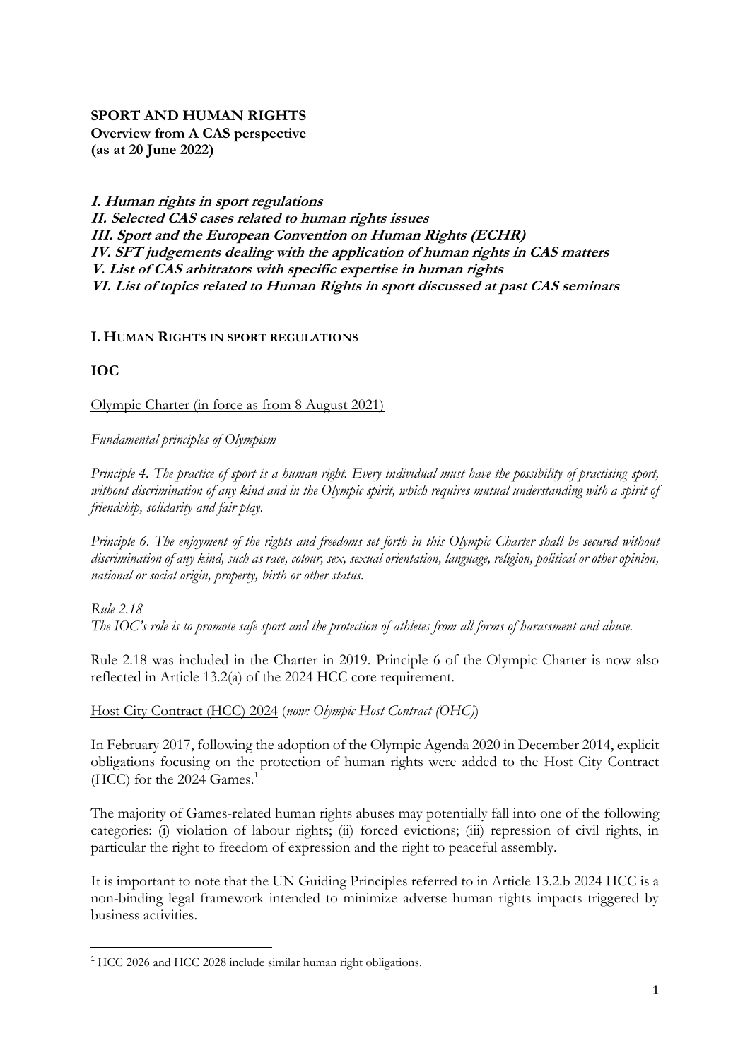**SPORT AND HUMAN RIGHTS**
**Overview from A CAS perspective**
**(as at 20 June 2022)**

***I. Human rights in sport regulations***
***II. Selected CAS cases related to human rights issues***
***III. Sport and the European Convention on Human Rights (ECHR)***
***IV. SFT judgements dealing with the application of human rights in CAS matters***
***V. List of CAS arbitrators with specific expertise in human rights***
***VI. List of topics related to Human Rights in sport discussed at past CAS seminars***

## I. HUMAN RIGHTS IN SPORT REGULATIONS

### IOC

Olympic Charter (in force as from 8 August 2021)

*Fundamental principles of Olympism*

*Principle 4. The practice of sport is a human right. Every individual must have the possibility of practising sport, without discrimination of any kind and in the Olympic spirit, which requires mutual understanding with a spirit of friendship, solidarity and fair play.*

*Principle 6. The enjoyment of the rights and freedoms set forth in this Olympic Charter shall be secured without discrimination of any kind, such as race, colour, sex, sexual orientation, language, religion, political or other opinion, national or social origin, property, birth or other status.*

*Rule 2.18*
*The IOC's role is to promote safe sport and the protection of athletes from all forms of harassment and abuse.*

Rule 2.18 was included in the Charter in 2019. Principle 6 of the Olympic Charter is now also reflected in Article 13.2(a) of the 2024 HCC core requirement.

Host City Contract (HCC) 2024 (*now: Olympic Host Contract (OHC)*)

In February 2017, following the adoption of the Olympic Agenda 2020 in December 2014, explicit obligations focusing on the protection of human rights were added to the Host City Contract (HCC) for the 2024 Games.[1]

The majority of Games-related human rights abuses may potentially fall into one of the following categories: (i) violation of labour rights; (ii) forced evictions; (iii) repression of civil rights, in particular the right to freedom of expression and the right to peaceful assembly.

It is important to note that the UN Guiding Principles referred to in Article 13.2.b 2024 HCC is a non-binding legal framework intended to minimize adverse human rights impacts triggered by business activities.

---

[1] HCC 2026 and HCC 2028 include similar human right obligations.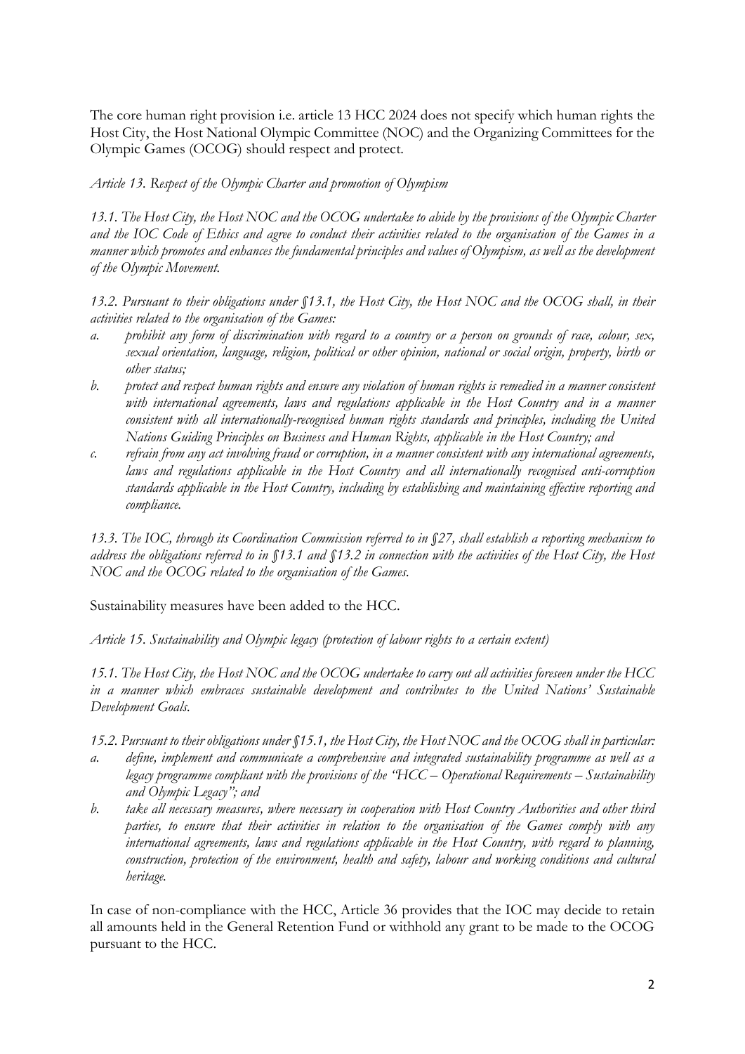The core human right provision i.e. article 13 HCC 2024 does not specify which human rights the Host City, the Host National Olympic Committee (NOC) and the Organizing Committees for the Olympic Games (OCOG) should respect and protect.

*Article 13. Respect of the Olympic Charter and promotion of Olympism*

*13.1. The Host City, the Host NOC and the OCOG undertake to abide by the provisions of the Olympic Charter and the IOC Code of Ethics and agree to conduct their activities related to the organisation of the Games in a manner which promotes and enhances the fundamental principles and values of Olympism, as well as the development of the Olympic Movement.*

*13.2. Pursuant to their obligations under §13.1, the Host City, the Host NOC and the OCOG shall, in their activities related to the organisation of the Games:*

*a. prohibit any form of discrimination with regard to a country or a person on grounds of race, colour, sex, sexual orientation, language, religion, political or other opinion, national or social origin, property, birth or other status;*

*b. protect and respect human rights and ensure any violation of human rights is remedied in a manner consistent with international agreements, laws and regulations applicable in the Host Country and in a manner consistent with all internationally-recognised human rights standards and principles, including the United Nations Guiding Principles on Business and Human Rights, applicable in the Host Country; and*

*c. refrain from any act involving fraud or corruption, in a manner consistent with any international agreements, laws and regulations applicable in the Host Country and all internationally recognised anti-corruption standards applicable in the Host Country, including by establishing and maintaining effective reporting and compliance.*

*13.3. The IOC, through its Coordination Commission referred to in §27, shall establish a reporting mechanism to address the obligations referred to in §13.1 and §13.2 in connection with the activities of the Host City, the Host NOC and the OCOG related to the organisation of the Games.*

Sustainability measures have been added to the HCC.

*Article 15. Sustainability and Olympic legacy (protection of labour rights to a certain extent)*

*15.1. The Host City, the Host NOC and the OCOG undertake to carry out all activities foreseen under the HCC in a manner which embraces sustainable development and contributes to the United Nations' Sustainable Development Goals.*

*15.2. Pursuant to their obligations under §15.1, the Host City, the Host NOC and the OCOG shall in particular:*

*a. define, implement and communicate a comprehensive and integrated sustainability programme as well as a legacy programme compliant with the provisions of the "HCC – Operational Requirements – Sustainability and Olympic Legacy"; and*

*b. take all necessary measures, where necessary in cooperation with Host Country Authorities and other third parties, to ensure that their activities in relation to the organisation of the Games comply with any international agreements, laws and regulations applicable in the Host Country, with regard to planning, construction, protection of the environment, health and safety, labour and working conditions and cultural heritage.*

In case of non-compliance with the HCC, Article 36 provides that the IOC may decide to retain all amounts held in the General Retention Fund or withhold any grant to be made to the OCOG pursuant to the HCC.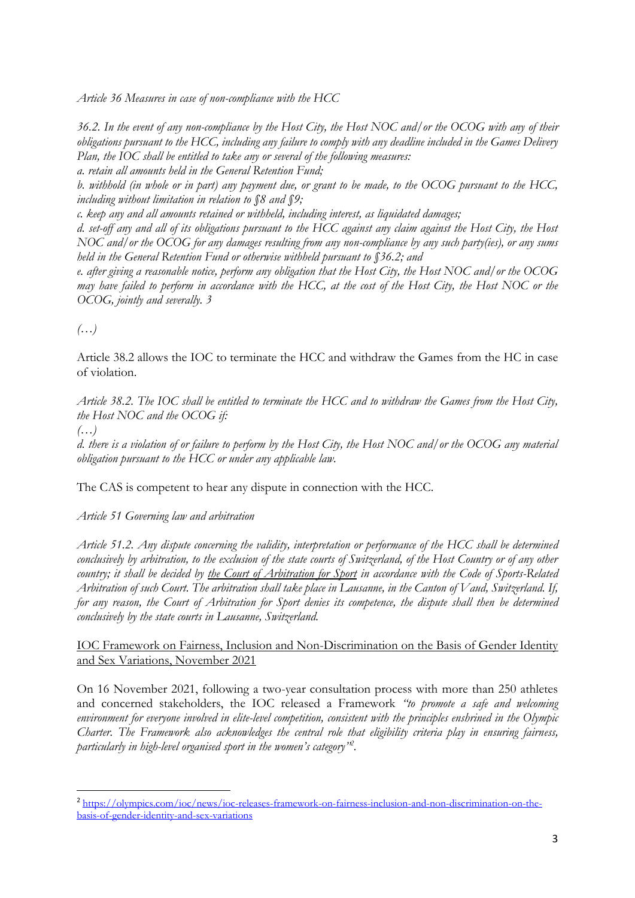*Article 36 Measures in case of non-compliance with the HCC*

*36.2. In the event of any non-compliance by the Host City, the Host NOC and/or the OCOG with any of their obligations pursuant to the HCC, including any failure to comply with any deadline included in the Games Delivery Plan, the IOC shall be entitled to take any or several of the following measures:*

*a. retain all amounts held in the General Retention Fund;*

*b. withhold (in whole or in part) any payment due, or grant to be made, to the OCOG pursuant to the HCC, including without limitation in relation to §8 and §9;*

*c. keep any and all amounts retained or withheld, including interest, as liquidated damages;*

*d. set-off any and all of its obligations pursuant to the HCC against any claim against the Host City, the Host NOC and/or the OCOG for any damages resulting from any non-compliance by any such party(ies), or any sums held in the General Retention Fund or otherwise withheld pursuant to §36.2; and*

*e. after giving a reasonable notice, perform any obligation that the Host City, the Host NOC and/or the OCOG may have failed to perform in accordance with the HCC, at the cost of the Host City, the Host NOC or the OCOG, jointly and severally. 3*

*(…)*

Article 38.2 allows the IOC to terminate the HCC and withdraw the Games from the HC in case of violation.

*Article 38.2. The IOC shall be entitled to terminate the HCC and to withdraw the Games from the Host City, the Host NOC and the OCOG if:*

*(…)*

*d. there is a violation of or failure to perform by the Host City, the Host NOC and/or the OCOG any material obligation pursuant to the HCC or under any applicable law.*

The CAS is competent to hear any dispute in connection with the HCC.

*Article 51 Governing law and arbitration*

*Article 51.2. Any dispute concerning the validity, interpretation or performance of the HCC shall be determined conclusively by arbitration, to the exclusion of the state courts of Switzerland, of the Host Country or of any other country; it shall be decided by the Court of Arbitration for Sport in accordance with the Code of Sports-Related Arbitration of such Court. The arbitration shall take place in Lausanne, in the Canton of Vaud, Switzerland. If, for any reason, the Court of Arbitration for Sport denies its competence, the dispute shall then be determined conclusively by the state courts in Lausanne, Switzerland.*

IOC Framework on Fairness, Inclusion and Non-Discrimination on the Basis of Gender Identity and Sex Variations, November 2021

On 16 November 2021, following a two-year consultation process with more than 250 athletes and concerned stakeholders, the IOC released a Framework *"to promote a safe and welcoming environment for everyone involved in elite-level competition, consistent with the principles enshrined in the Olympic Charter. The Framework also acknowledges the central role that eligibility criteria play in ensuring fairness, particularly in high-level organised sport in the women's category"*[2].

[2] https://olympics.com/ioc/news/ioc-releases-framework-on-fairness-inclusion-and-non-discrimination-on-the-basis-of-gender-identity-and-sex-variations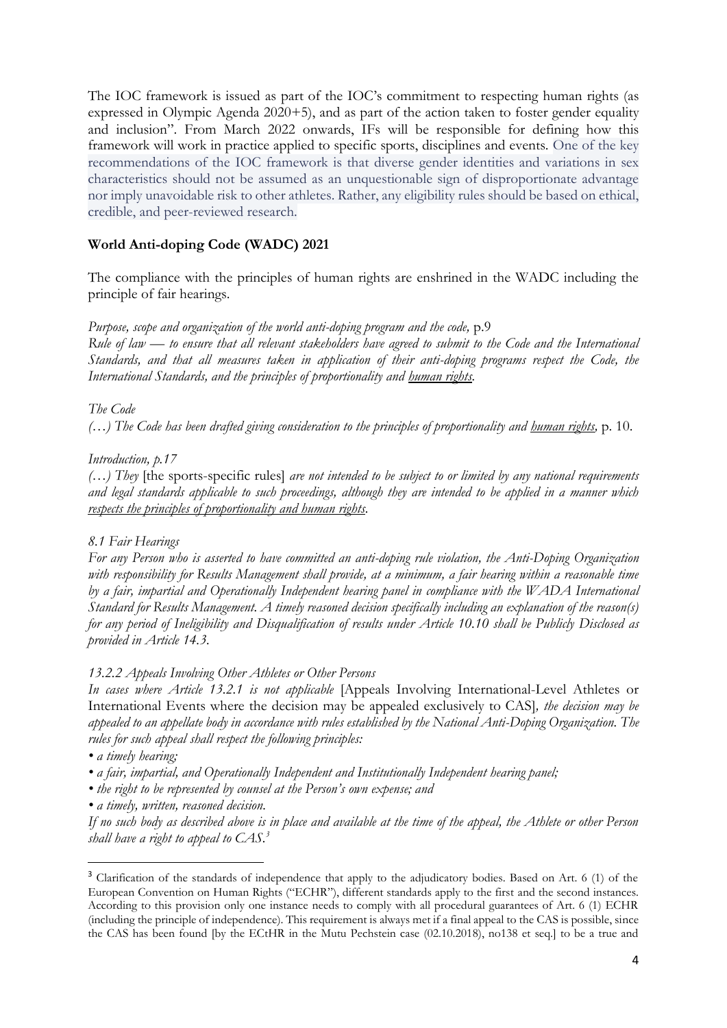The IOC framework is issued as part of the IOC's commitment to respecting human rights (as expressed in Olympic Agenda 2020+5), and as part of the action taken to foster gender equality and inclusion". From March 2022 onwards, IFs will be responsible for defining how this framework will work in practice applied to specific sports, disciplines and events. One of the key recommendations of the IOC framework is that diverse gender identities and variations in sex characteristics should not be assumed as an unquestionable sign of disproportionate advantage nor imply unavoidable risk to other athletes. Rather, any eligibility rules should be based on ethical, credible, and peer-reviewed research.

**World Anti-doping Code (WADC) 2021**

The compliance with the principles of human rights are enshrined in the WADC including the principle of fair hearings.

*Purpose, scope and organization of the world anti-doping program and the code,* p.9
*Rule of law — to ensure that all relevant stakeholders have agreed to submit to the Code and the International Standards, and that all measures taken in application of their anti-doping programs respect the Code, the International Standards, and the principles of proportionality and <u>human rights</u>.*

*The Code*
*(…) The Code has been drafted giving consideration to the principles of proportionality and <u>human rights</u>,* p. 10.

*Introduction, p.17*
*(…) They* [the sports-specific rules] *are not intended to be subject to or limited by any national requirements and legal standards applicable to such proceedings, although they are intended to be applied in a manner which <u>respects the principles of proportionality and human rights</u>.*

*8.1 Fair Hearings*
*For any Person who is asserted to have committed an anti-doping rule violation, the Anti-Doping Organization with responsibility for Results Management shall provide, at a minimum, a fair hearing within a reasonable time by a fair, impartial and Operationally Independent hearing panel in compliance with the WADA International Standard for Results Management. A timely reasoned decision specifically including an explanation of the reason(s) for any period of Ineligibility and Disqualification of results under Article 10.10 shall be Publicly Disclosed as provided in Article 14.3.*

*13.2.2 Appeals Involving Other Athletes or Other Persons*
*In cases where Article 13.2.1 is not applicable* [Appeals Involving International-Level Athletes or International Events where the decision may be appealed exclusively to CAS]*, the decision may be appealed to an appellate body in accordance with rules established by the National Anti-Doping Organization. The rules for such appeal shall respect the following principles:*

- *a timely hearing;*
- *a fair, impartial, and Operationally Independent and Institutionally Independent hearing panel;*
- *the right to be represented by counsel at the Person's own expense; and*
- *a timely, written, reasoned decision.*

*If no such body as described above is in place and available at the time of the appeal, the Athlete or other Person shall have a right to appeal to CAS.*[3]

---

[3] Clarification of the standards of independence that apply to the adjudicatory bodies. Based on Art. 6 (1) of the European Convention on Human Rights ("ECHR"), different standards apply to the first and the second instances. According to this provision only one instance needs to comply with all procedural guarantees of Art. 6 (1) ECHR (including the principle of independence). This requirement is always met if a final appeal to the CAS is possible, since the CAS has been found [by the ECtHR in the Mutu Pechstein case (02.10.2018), no138 et seq.] to be a true and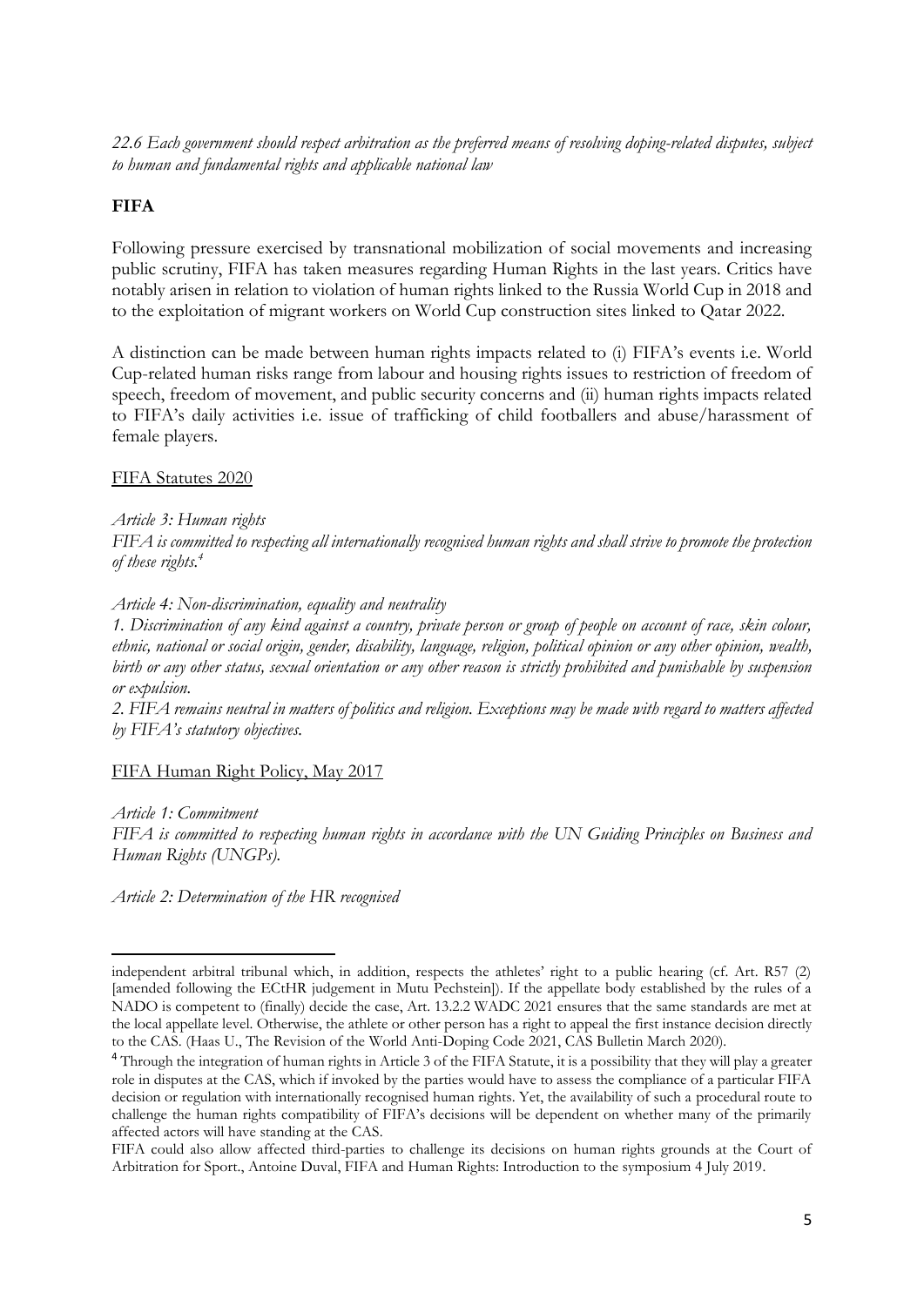*22.6 Each government should respect arbitration as the preferred means of resolving doping-related disputes, subject to human and fundamental rights and applicable national law*

**FIFA**

Following pressure exercised by transnational mobilization of social movements and increasing public scrutiny, FIFA has taken measures regarding Human Rights in the last years. Critics have notably arisen in relation to violation of human rights linked to the Russia World Cup in 2018 and to the exploitation of migrant workers on World Cup construction sites linked to Qatar 2022.

A distinction can be made between human rights impacts related to (i) FIFA's events i.e. World Cup-related human risks range from labour and housing rights issues to restriction of freedom of speech, freedom of movement, and public security concerns and (ii) human rights impacts related to FIFA's daily activities i.e. issue of trafficking of child footballers and abuse/harassment of female players.

FIFA Statutes 2020

*Article 3: Human rights*
*FIFA is committed to respecting all internationally recognised human rights and shall strive to promote the protection of these rights.*[4]

*Article 4: Non-discrimination, equality and neutrality*
*1. Discrimination of any kind against a country, private person or group of people on account of race, skin colour, ethnic, national or social origin, gender, disability, language, religion, political opinion or any other opinion, wealth, birth or any other status, sexual orientation or any other reason is strictly prohibited and punishable by suspension or expulsion.*
*2. FIFA remains neutral in matters of politics and religion. Exceptions may be made with regard to matters affected by FIFA's statutory objectives.*

FIFA Human Right Policy, May 2017

*Article 1: Commitment*
*FIFA is committed to respecting human rights in accordance with the UN Guiding Principles on Business and Human Rights (UNGPs).*

*Article 2: Determination of the HR recognised*

---

independent arbitral tribunal which, in addition, respects the athletes' right to a public hearing (cf. Art. R57 (2) [amended following the ECtHR judgement in Mutu Pechstein]). If the appellate body established by the rules of a NADO is competent to (finally) decide the case, Art. 13.2.2 WADC 2021 ensures that the same standards are met at the local appellate level. Otherwise, the athlete or other person has a right to appeal the first instance decision directly to the CAS. (Haas U., The Revision of the World Anti-Doping Code 2021, CAS Bulletin March 2020).

[4] Through the integration of human rights in Article 3 of the FIFA Statute, it is a possibility that they will play a greater role in disputes at the CAS, which if invoked by the parties would have to assess the compliance of a particular FIFA decision or regulation with internationally recognised human rights. Yet, the availability of such a procedural route to challenge the human rights compatibility of FIFA's decisions will be dependent on whether many of the primarily affected actors will have standing at the CAS.
FIFA could also allow affected third-parties to challenge its decisions on human rights grounds at the Court of Arbitration for Sport., Antoine Duval, FIFA and Human Rights: Introduction to the symposium 4 July 2019.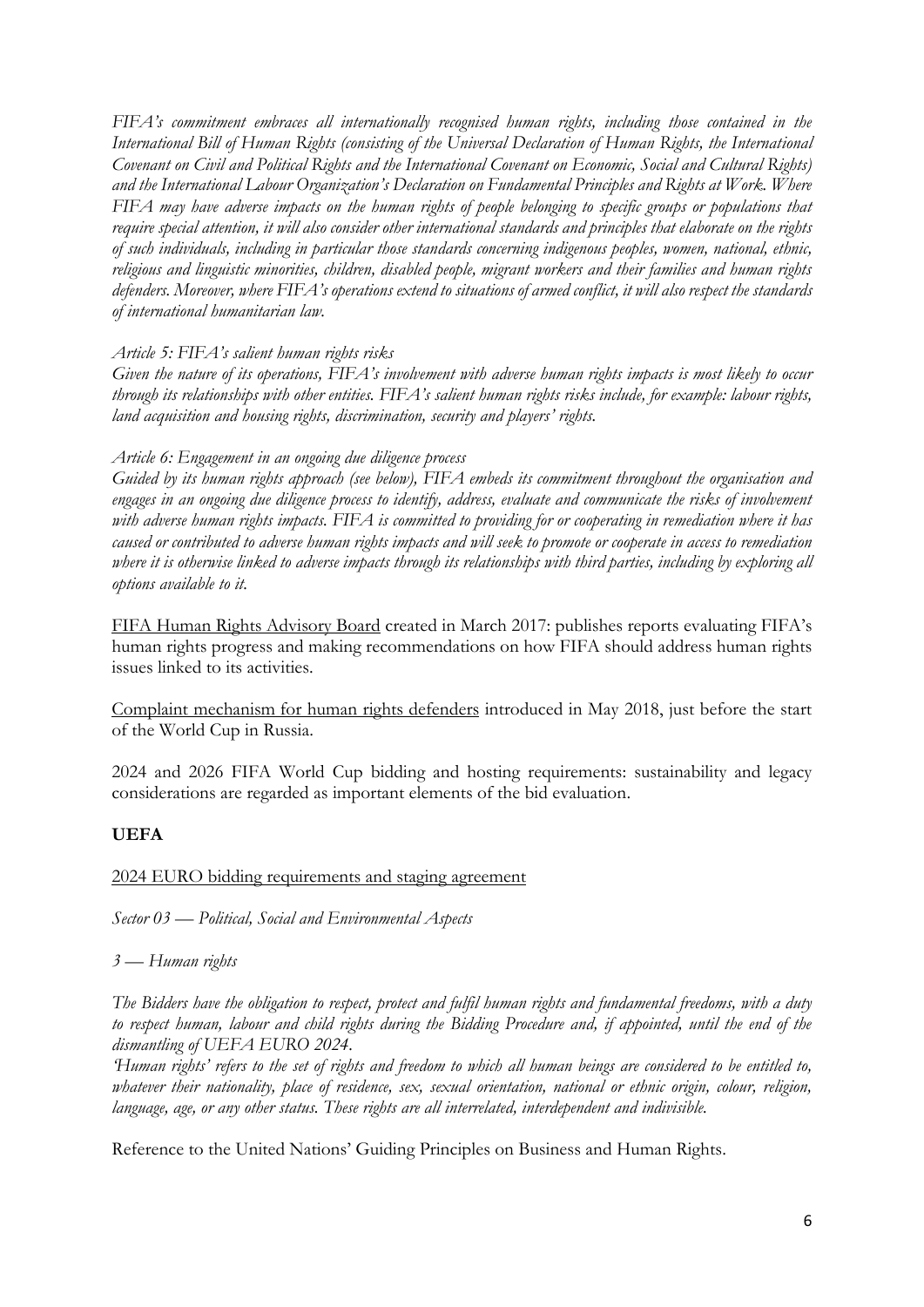*FIFA's commitment embraces all internationally recognised human rights, including those contained in the International Bill of Human Rights (consisting of the Universal Declaration of Human Rights, the International Covenant on Civil and Political Rights and the International Covenant on Economic, Social and Cultural Rights) and the International Labour Organization's Declaration on Fundamental Principles and Rights at Work. Where FIFA may have adverse impacts on the human rights of people belonging to specific groups or populations that require special attention, it will also consider other international standards and principles that elaborate on the rights of such individuals, including in particular those standards concerning indigenous peoples, women, national, ethnic, religious and linguistic minorities, children, disabled people, migrant workers and their families and human rights defenders. Moreover, where FIFA's operations extend to situations of armed conflict, it will also respect the standards of international humanitarian law.*

*Article 5: FIFA's salient human rights risks*
*Given the nature of its operations, FIFA's involvement with adverse human rights impacts is most likely to occur through its relationships with other entities. FIFA's salient human rights risks include, for example: labour rights, land acquisition and housing rights, discrimination, security and players' rights.*

*Article 6: Engagement in an ongoing due diligence process*
*Guided by its human rights approach (see below), FIFA embeds its commitment throughout the organisation and engages in an ongoing due diligence process to identify, address, evaluate and communicate the risks of involvement with adverse human rights impacts. FIFA is committed to providing for or cooperating in remediation where it has caused or contributed to adverse human rights impacts and will seek to promote or cooperate in access to remediation where it is otherwise linked to adverse impacts through its relationships with third parties, including by exploring all options available to it.*

FIFA Human Rights Advisory Board created in March 2017: publishes reports evaluating FIFA's human rights progress and making recommendations on how FIFA should address human rights issues linked to its activities.

Complaint mechanism for human rights defenders introduced in May 2018, just before the start of the World Cup in Russia.

2024 and 2026 FIFA World Cup bidding and hosting requirements: sustainability and legacy considerations are regarded as important elements of the bid evaluation.

**UEFA**

2024 EURO bidding requirements and staging agreement

*Sector 03 — Political, Social and Environmental Aspects*

*3 — Human rights*

*The Bidders have the obligation to respect, protect and fulfil human rights and fundamental freedoms, with a duty to respect human, labour and child rights during the Bidding Procedure and, if appointed, until the end of the dismantling of UEFA EURO 2024.*
*'Human rights' refers to the set of rights and freedom to which all human beings are considered to be entitled to, whatever their nationality, place of residence, sex, sexual orientation, national or ethnic origin, colour, religion, language, age, or any other status. These rights are all interrelated, interdependent and indivisible.*

Reference to the United Nations' Guiding Principles on Business and Human Rights.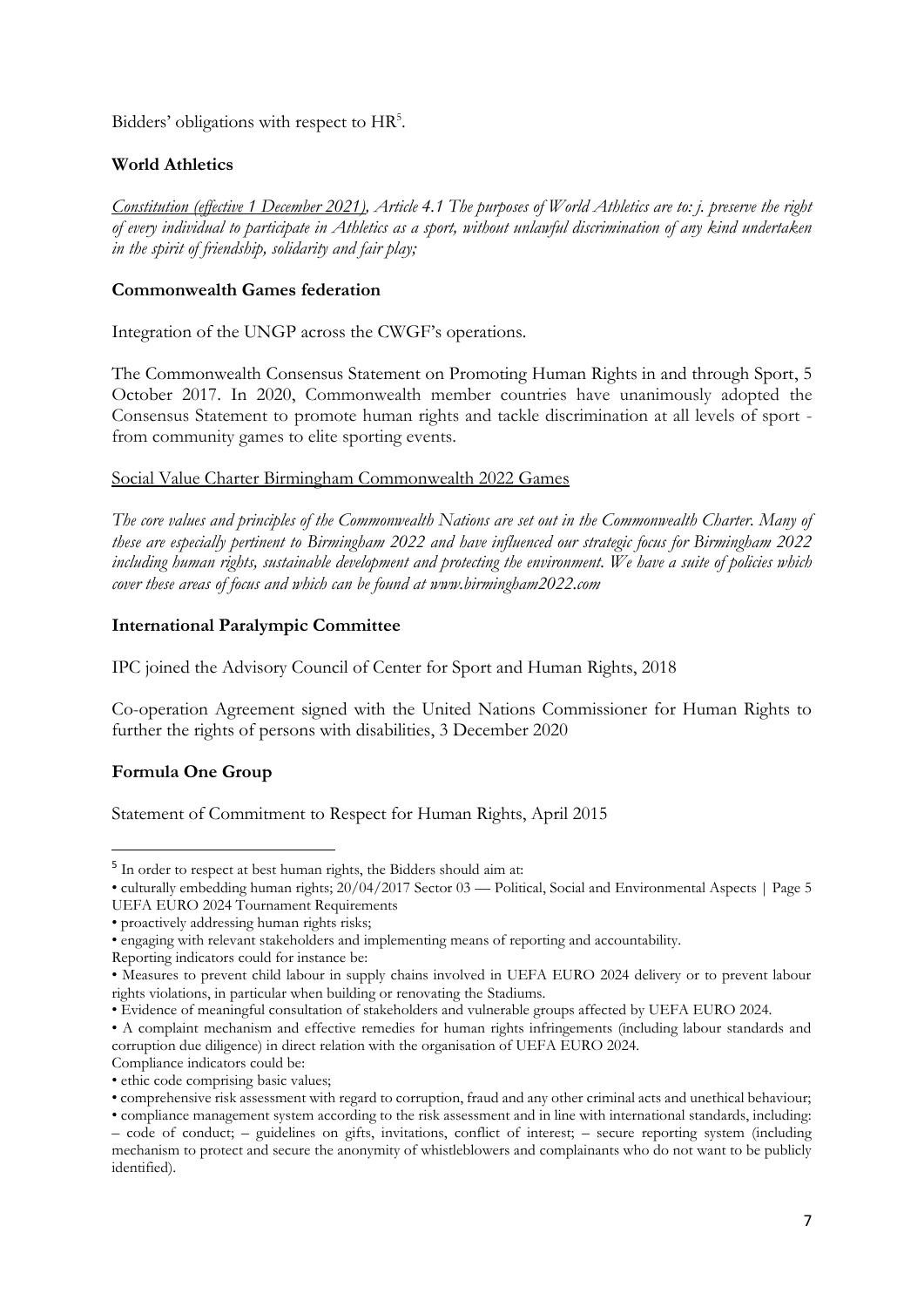Bidders' obligations with respect to HR[5].

**World Athletics**

*<u>Constitution (effective 1 December 2021)</u>, Article 4.1 The purposes of World Athletics are to: j. preserve the right of every individual to participate in Athletics as a sport, without unlawful discrimination of any kind undertaken in the spirit of friendship, solidarity and fair play;*

**Commonwealth Games federation**

Integration of the UNGP across the CWGF's operations.

The Commonwealth Consensus Statement on Promoting Human Rights in and through Sport, 5 October 2017. In 2020, Commonwealth member countries have unanimously adopted the Consensus Statement to promote human rights and tackle discrimination at all levels of sport - from community games to elite sporting events.

<u>Social Value Charter Birmingham Commonwealth 2022 Games</u>

*The core values and principles of the Commonwealth Nations are set out in the Commonwealth Charter. Many of these are especially pertinent to Birmingham 2022 and have influenced our strategic focus for Birmingham 2022 including human rights, sustainable development and protecting the environment. We have a suite of policies which cover these areas of focus and which can be found at www.birmingham2022.com*

**International Paralympic Committee**

IPC joined the Advisory Council of Center for Sport and Human Rights, 2018

Co-operation Agreement signed with the United Nations Commissioner for Human Rights to further the rights of persons with disabilities, 3 December 2020

**Formula One Group**

Statement of Commitment to Respect for Human Rights, April 2015

---

[5] In order to respect at best human rights, the Bidders should aim at:
• culturally embedding human rights; 20/04/2017 Sector 03 — Political, Social and Environmental Aspects | Page 5 UEFA EURO 2024 Tournament Requirements
• proactively addressing human rights risks;
• engaging with relevant stakeholders and implementing means of reporting and accountability.
Reporting indicators could for instance be:
• Measures to prevent child labour in supply chains involved in UEFA EURO 2024 delivery or to prevent labour rights violations, in particular when building or renovating the Stadiums.
• Evidence of meaningful consultation of stakeholders and vulnerable groups affected by UEFA EURO 2024.
• A complaint mechanism and effective remedies for human rights infringements (including labour standards and corruption due diligence) in direct relation with the organisation of UEFA EURO 2024.
Compliance indicators could be:
• ethic code comprising basic values;
• comprehensive risk assessment with regard to corruption, fraud and any other criminal acts and unethical behaviour;
• compliance management system according to the risk assessment and in line with international standards, including: – code of conduct; – guidelines on gifts, invitations, conflict of interest; – secure reporting system (including mechanism to protect and secure the anonymity of whistleblowers and complainants who do not want to be publicly identified).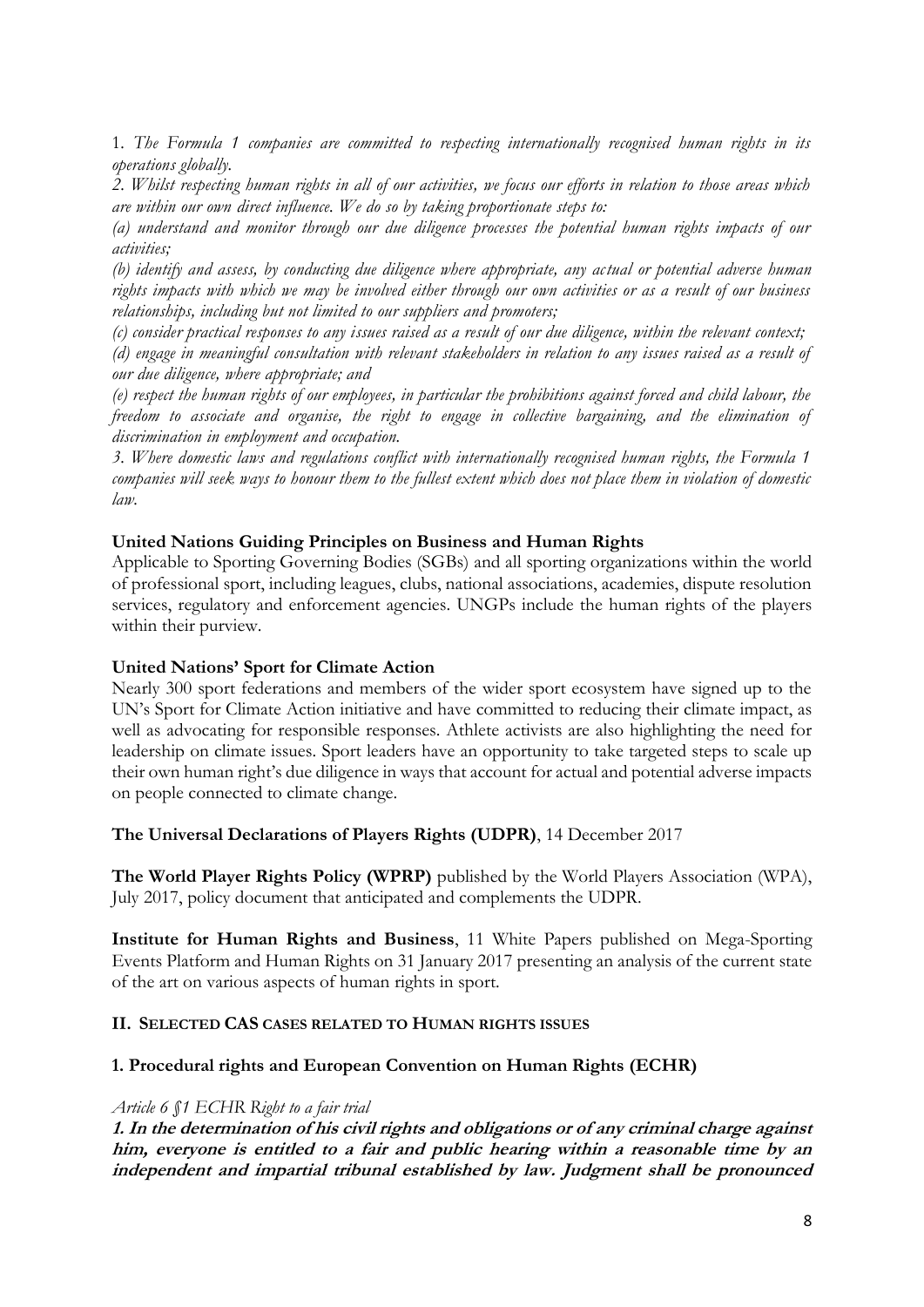1. *The Formula 1 companies are committed to respecting internationally recognised human rights in its operations globally.*

*2. Whilst respecting human rights in all of our activities, we focus our efforts in relation to those areas which are within our own direct influence. We do so by taking proportionate steps to:*

*(a) understand and monitor through our due diligence processes the potential human rights impacts of our activities;*

*(b) identify and assess, by conducting due diligence where appropriate, any actual or potential adverse human rights impacts with which we may be involved either through our own activities or as a result of our business relationships, including but not limited to our suppliers and promoters;*

*(c) consider practical responses to any issues raised as a result of our due diligence, within the relevant context;*

*(d) engage in meaningful consultation with relevant stakeholders in relation to any issues raised as a result of our due diligence, where appropriate; and*

*(e) respect the human rights of our employees, in particular the prohibitions against forced and child labour, the freedom to associate and organise, the right to engage in collective bargaining, and the elimination of discrimination in employment and occupation.*

*3. Where domestic laws and regulations conflict with internationally recognised human rights, the Formula 1 companies will seek ways to honour them to the fullest extent which does not place them in violation of domestic law.*

**United Nations Guiding Principles on Business and Human Rights**

Applicable to Sporting Governing Bodies (SGBs) and all sporting organizations within the world of professional sport, including leagues, clubs, national associations, academies, dispute resolution services, regulatory and enforcement agencies. UNGPs include the human rights of the players within their purview.

**United Nations' Sport for Climate Action**

Nearly 300 sport federations and members of the wider sport ecosystem have signed up to the UN's Sport for Climate Action initiative and have committed to reducing their climate impact, as well as advocating for responsible responses. Athlete activists are also highlighting the need for leadership on climate issues. Sport leaders have an opportunity to take targeted steps to scale up their own human right's due diligence in ways that account for actual and potential adverse impacts on people connected to climate change.

**The Universal Declarations of Players Rights (UDPR)**, 14 December 2017

**The World Player Rights Policy (WPRP)** published by the World Players Association (WPA), July 2017, policy document that anticipated and complements the UDPR.

**Institute for Human Rights and Business**, 11 White Papers published on Mega-Sporting Events Platform and Human Rights on 31 January 2017 presenting an analysis of the current state of the art on various aspects of human rights in sport.

## II. SELECTED CAS CASES RELATED TO HUMAN RIGHTS ISSUES

### 1. Procedural rights and European Convention on Human Rights (ECHR)

*Article 6 §1 ECHR Right to a fair trial*

***1. In the determination of his civil rights and obligations or of any criminal charge against him, everyone is entitled to a fair and public hearing within a reasonable time by an independent and impartial tribunal established by law. Judgment shall be pronounced***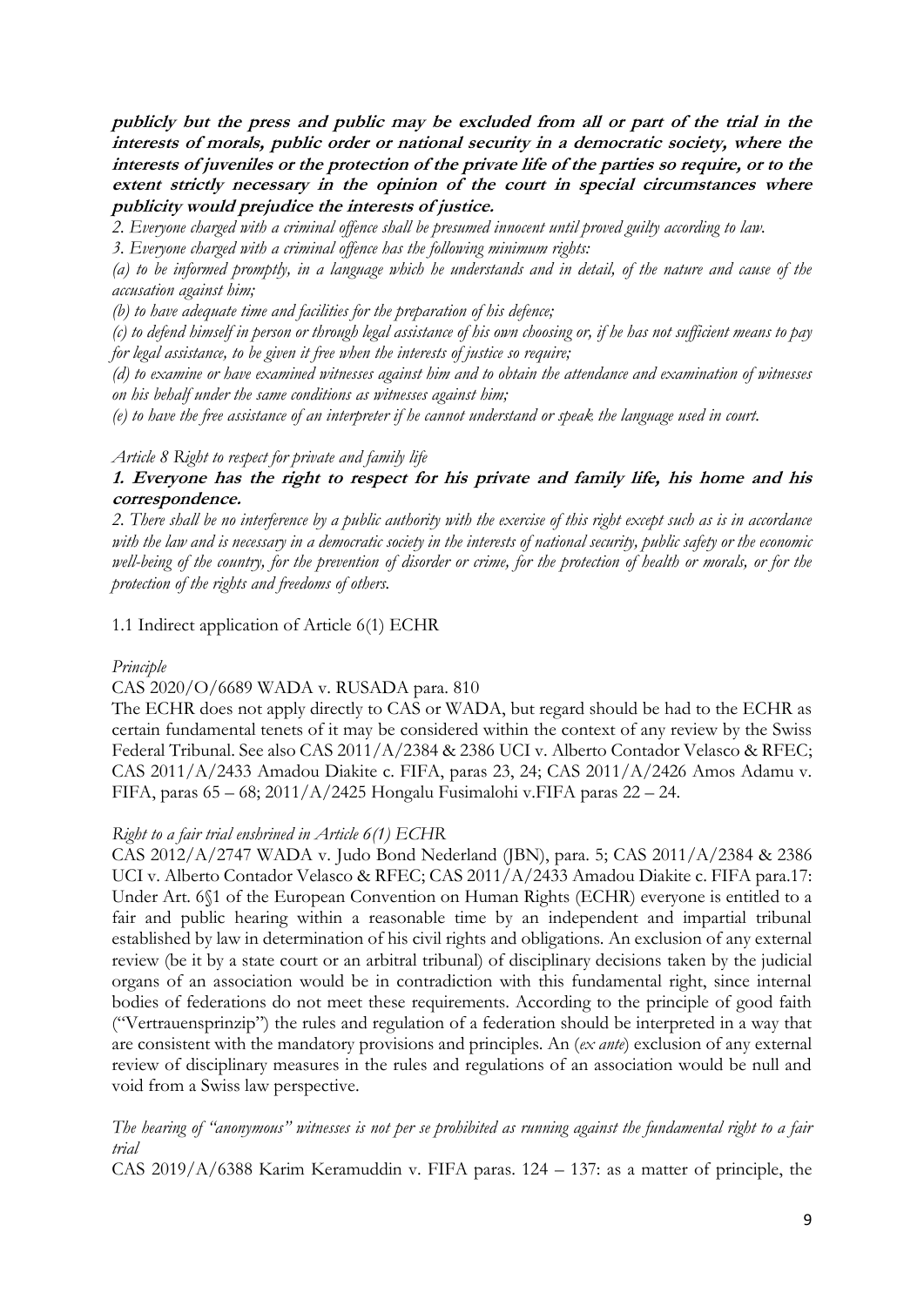***publicly but the press and public may be excluded from all or part of the trial in the interests of morals, public order or national security in a democratic society, where the interests of juveniles or the protection of the private life of the parties so require, or to the extent strictly necessary in the opinion of the court in special circumstances where publicity would prejudice the interests of justice.***

*2. Everyone charged with a criminal offence shall be presumed innocent until proved guilty according to law.*

*3. Everyone charged with a criminal offence has the following minimum rights:*

*(a) to be informed promptly, in a language which he understands and in detail, of the nature and cause of the accusation against him;*

*(b) to have adequate time and facilities for the preparation of his defence;*

*(c) to defend himself in person or through legal assistance of his own choosing or, if he has not sufficient means to pay for legal assistance, to be given it free when the interests of justice so require;*

*(d) to examine or have examined witnesses against him and to obtain the attendance and examination of witnesses on his behalf under the same conditions as witnesses against him;*

*(e) to have the free assistance of an interpreter if he cannot understand or speak the language used in court.*

*Article 8 Right to respect for private and family life*

***1. Everyone has the right to respect for his private and family life, his home and his correspondence.***

*2. There shall be no interference by a public authority with the exercise of this right except such as is in accordance with the law and is necessary in a democratic society in the interests of national security, public safety or the economic well-being of the country, for the prevention of disorder or crime, for the protection of health or morals, or for the protection of the rights and freedoms of others.*

1.1 Indirect application of Article 6(1) ECHR

*Principle*

CAS 2020/O/6689 WADA v. RUSADA para. 810

The ECHR does not apply directly to CAS or WADA, but regard should be had to the ECHR as certain fundamental tenets of it may be considered within the context of any review by the Swiss Federal Tribunal. See also CAS 2011/A/2384 & 2386 UCI v. Alberto Contador Velasco & RFEC; CAS 2011/A/2433 Amadou Diakite c. FIFA, paras 23, 24; CAS 2011/A/2426 Amos Adamu v. FIFA, paras 65 – 68; 2011/A/2425 Hongalu Fusimalohi v.FIFA paras 22 – 24.

*Right to a fair trial enshrined in Article 6(1) ECHR*

CAS 2012/A/2747 WADA v. Judo Bond Nederland (JBN), para. 5; CAS 2011/A/2384 & 2386 UCI v. Alberto Contador Velasco & RFEC; CAS 2011/A/2433 Amadou Diakite c. FIFA para.17: Under Art. 6§1 of the European Convention on Human Rights (ECHR) everyone is entitled to a fair and public hearing within a reasonable time by an independent and impartial tribunal established by law in determination of his civil rights and obligations. An exclusion of any external review (be it by a state court or an arbitral tribunal) of disciplinary decisions taken by the judicial organs of an association would be in contradiction with this fundamental right, since internal bodies of federations do not meet these requirements. According to the principle of good faith ("Vertrauensprinzip") the rules and regulation of a federation should be interpreted in a way that are consistent with the mandatory provisions and principles. An (*ex ante*) exclusion of any external review of disciplinary measures in the rules and regulations of an association would be null and void from a Swiss law perspective.

*The hearing of "anonymous" witnesses is not per se prohibited as running against the fundamental right to a fair trial*

CAS 2019/A/6388 Karim Keramuddin v. FIFA paras. 124 – 137: as a matter of principle, the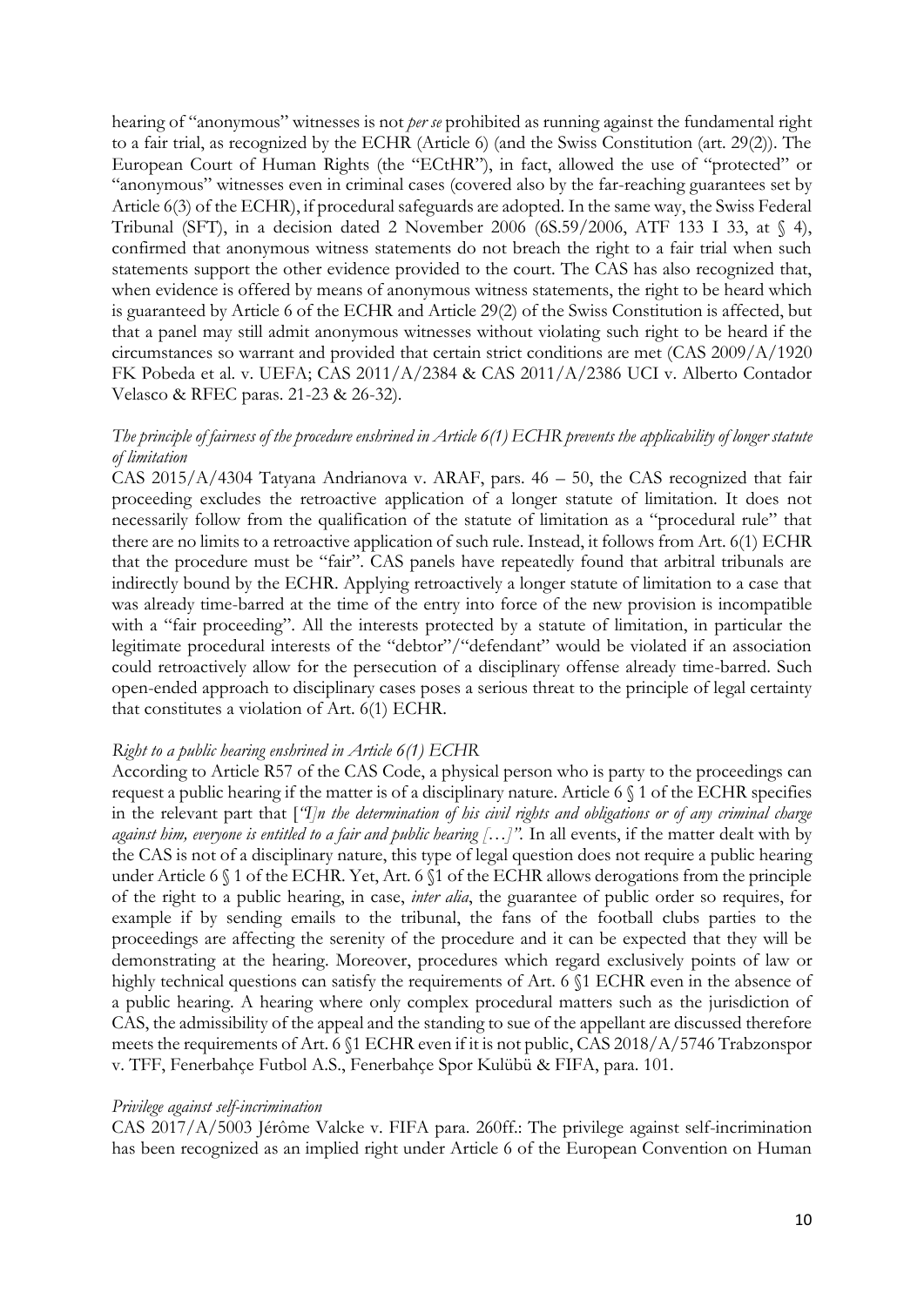hearing of "anonymous" witnesses is not *per se* prohibited as running against the fundamental right to a fair trial, as recognized by the ECHR (Article 6) (and the Swiss Constitution (art. 29(2)). The European Court of Human Rights (the "ECtHR"), in fact, allowed the use of "protected" or "anonymous" witnesses even in criminal cases (covered also by the far-reaching guarantees set by Article 6(3) of the ECHR), if procedural safeguards are adopted. In the same way, the Swiss Federal Tribunal (SFT), in a decision dated 2 November 2006 (6S.59/2006, ATF 133 I 33, at § 4), confirmed that anonymous witness statements do not breach the right to a fair trial when such statements support the other evidence provided to the court. The CAS has also recognized that, when evidence is offered by means of anonymous witness statements, the right to be heard which is guaranteed by Article 6 of the ECHR and Article 29(2) of the Swiss Constitution is affected, but that a panel may still admit anonymous witnesses without violating such right to be heard if the circumstances so warrant and provided that certain strict conditions are met (CAS 2009/A/1920 FK Pobeda et al. v. UEFA; CAS 2011/A/2384 & CAS 2011/A/2386 UCI v. Alberto Contador Velasco & RFEC paras. 21-23 & 26-32).

*The principle of fairness of the procedure enshrined in Article 6(1) ECHR prevents the applicability of longer statute of limitation*

CAS 2015/A/4304 Tatyana Andrianova v. ARAF, pars. 46 – 50, the CAS recognized that fair proceeding excludes the retroactive application of a longer statute of limitation. It does not necessarily follow from the qualification of the statute of limitation as a "procedural rule" that there are no limits to a retroactive application of such rule. Instead, it follows from Art. 6(1) ECHR that the procedure must be "fair". CAS panels have repeatedly found that arbitral tribunals are indirectly bound by the ECHR. Applying retroactively a longer statute of limitation to a case that was already time-barred at the time of the entry into force of the new provision is incompatible with a "fair proceeding". All the interests protected by a statute of limitation, in particular the legitimate procedural interests of the "debtor"/"defendant" would be violated if an association could retroactively allow for the persecution of a disciplinary offense already time-barred. Such open-ended approach to disciplinary cases poses a serious threat to the principle of legal certainty that constitutes a violation of Art. 6(1) ECHR.

*Right to a public hearing enshrined in Article 6(1) ECHR*

According to Article R57 of the CAS Code, a physical person who is party to the proceedings can request a public hearing if the matter is of a disciplinary nature. Article 6 § 1 of the ECHR specifies in the relevant part that [*"I]n the determination of his civil rights and obligations or of any criminal charge against him, everyone is entitled to a fair and public hearing […]".* In all events, if the matter dealt with by the CAS is not of a disciplinary nature, this type of legal question does not require a public hearing under Article 6 § 1 of the ECHR. Yet, Art. 6 §1 of the ECHR allows derogations from the principle of the right to a public hearing, in case, *inter alia*, the guarantee of public order so requires, for example if by sending emails to the tribunal, the fans of the football clubs parties to the proceedings are affecting the serenity of the procedure and it can be expected that they will be demonstrating at the hearing. Moreover, procedures which regard exclusively points of law or highly technical questions can satisfy the requirements of Art. 6 §1 ECHR even in the absence of a public hearing. A hearing where only complex procedural matters such as the jurisdiction of CAS, the admissibility of the appeal and the standing to sue of the appellant are discussed therefore meets the requirements of Art. 6 §1 ECHR even if it is not public, CAS 2018/A/5746 Trabzonspor v. TFF, Fenerbahçe Futbol A.S., Fenerbahçe Spor Kulübü & FIFA, para. 101.

*Privilege against self-incrimination*

CAS 2017/A/5003 Jérôme Valcke v. FIFA para. 260ff.: The privilege against self-incrimination has been recognized as an implied right under Article 6 of the European Convention on Human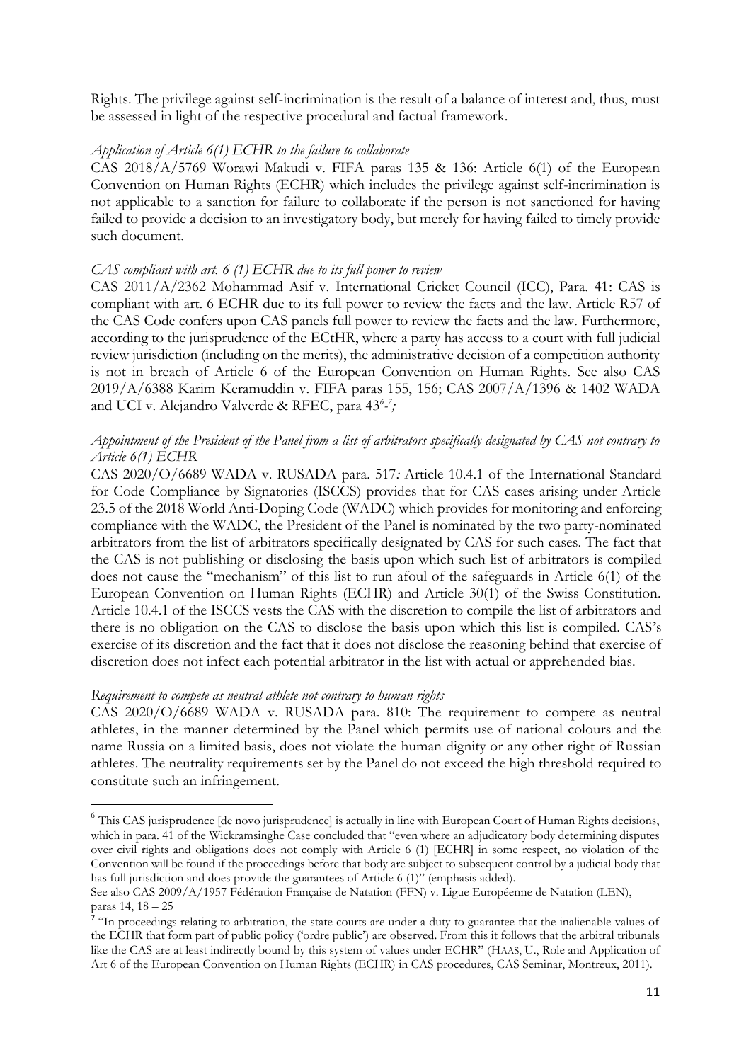Rights. The privilege against self-incrimination is the result of a balance of interest and, thus, must be assessed in light of the respective procedural and factual framework.

*Application of Article 6(1) ECHR to the failure to collaborate*

CAS 2018/A/5769 Worawi Makudi v. FIFA paras 135 & 136: Article 6(1) of the European Convention on Human Rights (ECHR) which includes the privilege against self-incrimination is not applicable to a sanction for failure to collaborate if the person is not sanctioned for having failed to provide a decision to an investigatory body, but merely for having failed to timely provide such document.

*CAS compliant with art. 6 (1) ECHR due to its full power to review*

CAS 2011/A/2362 Mohammad Asif v. International Cricket Council (ICC), Para. 41: CAS is compliant with art. 6 ECHR due to its full power to review the facts and the law. Article R57 of the CAS Code confers upon CAS panels full power to review the facts and the law. Furthermore, according to the jurisprudence of the ECtHR, where a party has access to a court with full judicial review jurisdiction (including on the merits), the administrative decision of a competition authority is not in breach of Article 6 of the European Convention on Human Rights. See also CAS 2019/A/6388 Karim Keramuddin v. FIFA paras 155, 156; CAS 2007/A/1396 & 1402 WADA and UCI v. Alejandro Valverde & RFEC, para 43[6]-[7]*;*

*Appointment of the President of the Panel from a list of arbitrators specifically designated by CAS not contrary to Article 6(1) ECHR*

CAS 2020/O/6689 WADA v. RUSADA para. 517*:* Article 10.4.1 of the International Standard for Code Compliance by Signatories (ISCCS) provides that for CAS cases arising under Article 23.5 of the 2018 World Anti-Doping Code (WADC) which provides for monitoring and enforcing compliance with the WADC, the President of the Panel is nominated by the two party-nominated arbitrators from the list of arbitrators specifically designated by CAS for such cases. The fact that the CAS is not publishing or disclosing the basis upon which such list of arbitrators is compiled does not cause the "mechanism" of this list to run afoul of the safeguards in Article 6(1) of the European Convention on Human Rights (ECHR) and Article 30(1) of the Swiss Constitution. Article 10.4.1 of the ISCCS vests the CAS with the discretion to compile the list of arbitrators and there is no obligation on the CAS to disclose the basis upon which this list is compiled. CAS's exercise of its discretion and the fact that it does not disclose the reasoning behind that exercise of discretion does not infect each potential arbitrator in the list with actual or apprehended bias.

*Requirement to compete as neutral athlete not contrary to human rights*

CAS 2020/O/6689 WADA v. RUSADA para. 810: The requirement to compete as neutral athletes, in the manner determined by the Panel which permits use of national colours and the name Russia on a limited basis, does not violate the human dignity or any other right of Russian athletes. The neutrality requirements set by the Panel do not exceed the high threshold required to constitute such an infringement.

---

[6] This CAS jurisprudence [de novo jurisprudence] is actually in line with European Court of Human Rights decisions, which in para. 41 of the Wickramsinghe Case concluded that "even where an adjudicatory body determining disputes over civil rights and obligations does not comply with Article 6 (1) [ECHR] in some respect, no violation of the Convention will be found if the proceedings before that body are subject to subsequent control by a judicial body that has full jurisdiction and does provide the guarantees of Article 6 (1)" (emphasis added).
See also CAS 2009/A/1957 Fédération Française de Natation (FFN) v. Ligue Européenne de Natation (LEN), paras 14, 18 – 25

[7] "In proceedings relating to arbitration, the state courts are under a duty to guarantee that the inalienable values of the ECHR that form part of public policy ('ordre public') are observed. From this it follows that the arbitral tribunals like the CAS are at least indirectly bound by this system of values under ECHR" (HAAS, U., Role and Application of Art 6 of the European Convention on Human Rights (ECHR) in CAS procedures, CAS Seminar, Montreux, 2011).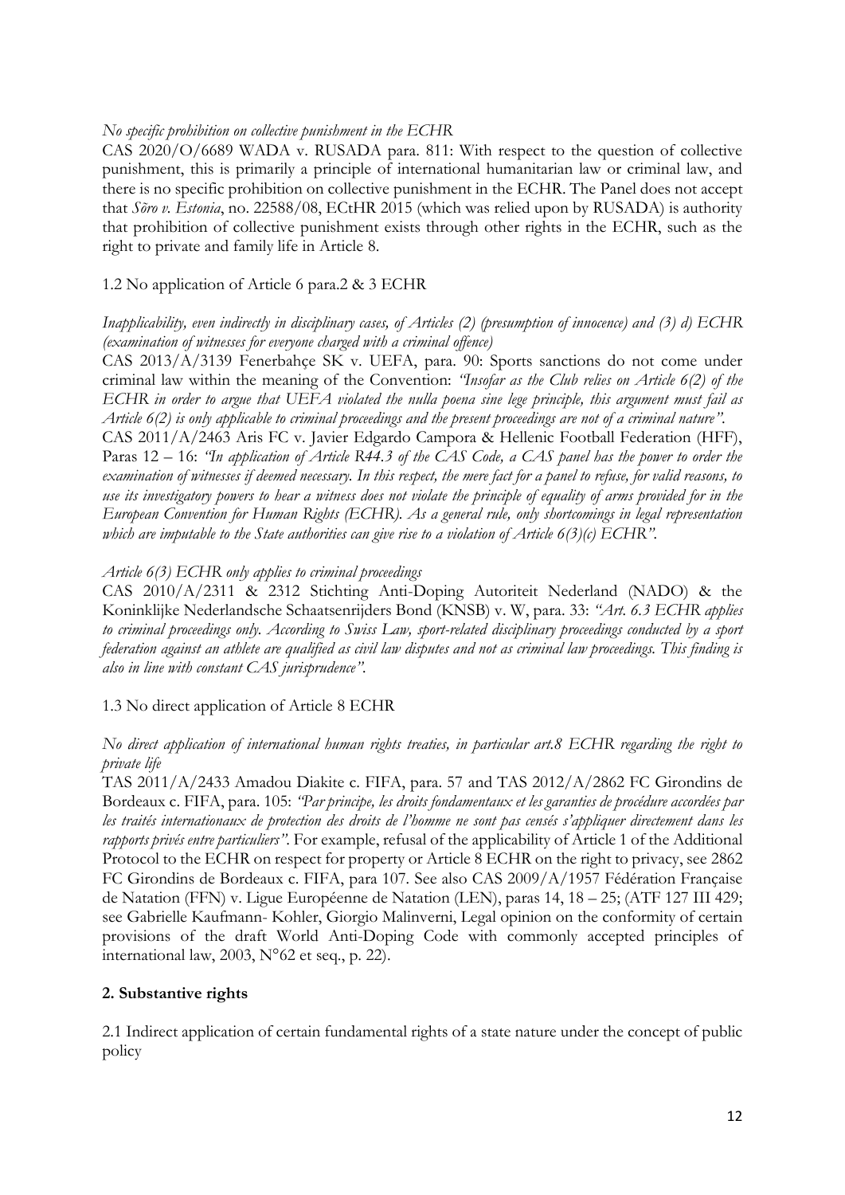*No specific prohibition on collective punishment in the ECHR*

CAS 2020/O/6689 WADA v. RUSADA para. 811: With respect to the question of collective punishment, this is primarily a principle of international humanitarian law or criminal law, and there is no specific prohibition on collective punishment in the ECHR. The Panel does not accept that *Sõro v. Estonia*, no. 22588/08, ECtHR 2015 (which was relied upon by RUSADA) is authority that prohibition of collective punishment exists through other rights in the ECHR, such as the right to private and family life in Article 8.

1.2 No application of Article 6 para.2 & 3 ECHR

*Inapplicability, even indirectly in disciplinary cases, of Articles (2) (presumption of innocence) and (3) d) ECHR (examination of witnesses for everyone charged with a criminal offence)*

CAS 2013/A/3139 Fenerbahçe SK v. UEFA, para. 90: Sports sanctions do not come under criminal law within the meaning of the Convention: *"Insofar as the Club relies on Article 6(2) of the ECHR in order to argue that UEFA violated the nulla poena sine lege principle, this argument must fail as Article 6(2) is only applicable to criminal proceedings and the present proceedings are not of a criminal nature".*

CAS 2011/A/2463 Aris FC v. Javier Edgardo Campora & Hellenic Football Federation (HFF), Paras 12 – 16: *"In application of Article R44.3 of the CAS Code, a CAS panel has the power to order the examination of witnesses if deemed necessary. In this respect, the mere fact for a panel to refuse, for valid reasons, to use its investigatory powers to hear a witness does not violate the principle of equality of arms provided for in the European Convention for Human Rights (ECHR). As a general rule, only shortcomings in legal representation which are imputable to the State authorities can give rise to a violation of Article 6(3)(c) ECHR".*

*Article 6(3) ECHR only applies to criminal proceedings*

CAS 2010/A/2311 & 2312 Stichting Anti-Doping Autoriteit Nederland (NADO) & the Koninklijke Nederlandsche Schaatsenrijders Bond (KNSB) v. W, para. 33: *"Art. 6.3 ECHR applies to criminal proceedings only. According to Swiss Law, sport-related disciplinary proceedings conducted by a sport federation against an athlete are qualified as civil law disputes and not as criminal law proceedings. This finding is also in line with constant CAS jurisprudence".*

1.3 No direct application of Article 8 ECHR

*No direct application of international human rights treaties, in particular art.8 ECHR regarding the right to private life*

TAS 2011/A/2433 Amadou Diakite c. FIFA, para. 57 and TAS 2012/A/2862 FC Girondins de Bordeaux c. FIFA, para. 105: *"Par principe, les droits fondamentaux et les garanties de procédure accordées par les traités internationaux de protection des droits de l'homme ne sont pas censés s'appliquer directement dans les rapports privés entre particuliers".* For example, refusal of the applicability of Article 1 of the Additional Protocol to the ECHR on respect for property or Article 8 ECHR on the right to privacy, see 2862 FC Girondins de Bordeaux c. FIFA, para 107. See also CAS 2009/A/1957 Fédération Française de Natation (FFN) v. Ligue Européenne de Natation (LEN), paras 14, 18 – 25; (ATF 127 III 429; see Gabrielle Kaufmann- Kohler, Giorgio Malinverni, Legal opinion on the conformity of certain provisions of the draft World Anti-Doping Code with commonly accepted principles of international law, 2003, N°62 et seq., p. 22).

## 2. Substantive rights

2.1 Indirect application of certain fundamental rights of a state nature under the concept of public policy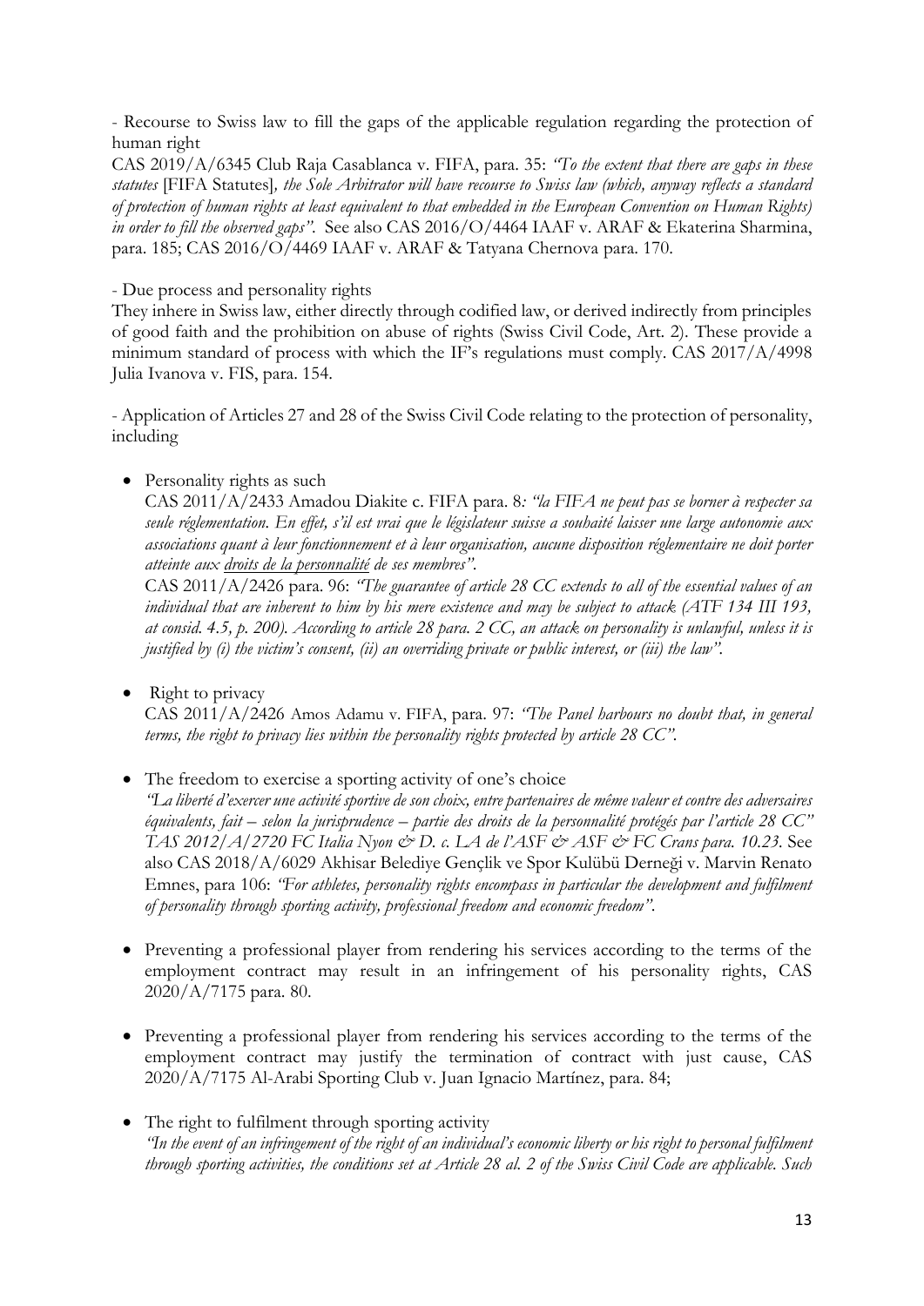- Recourse to Swiss law to fill the gaps of the applicable regulation regarding the protection of human right

CAS 2019/A/6345 Club Raja Casablanca v. FIFA, para. 35: *"To the extent that there are gaps in these statutes* [FIFA Statutes]*, the Sole Arbitrator will have recourse to Swiss law (which, anyway reflects a standard of protection of human rights at least equivalent to that embedded in the European Convention on Human Rights) in order to fill the observed gaps"*. See also CAS 2016/O/4464 IAAF v. ARAF & Ekaterina Sharmina, para. 185; CAS 2016/O/4469 IAAF v. ARAF & Tatyana Chernova para. 170.

- Due process and personality rights

They inhere in Swiss law, either directly through codified law, or derived indirectly from principles of good faith and the prohibition on abuse of rights (Swiss Civil Code, Art. 2). These provide a minimum standard of process with which the IF's regulations must comply. CAS 2017/A/4998 Julia Ivanova v. FIS, para. 154.

- Application of Articles 27 and 28 of the Swiss Civil Code relating to the protection of personality, including

- Personality rights as such

  CAS 2011/A/2433 Amadou Diakite c. FIFA para. 8*: "la FIFA ne peut pas se borner à respecter sa seule réglementation. En effet, s'il est vrai que le législateur suisse a souhaité laisser une large autonomie aux associations quant à leur fonctionnement et à leur organisation, aucune disposition réglementaire ne doit porter atteinte aux <u>droits de la personnalité</u> de ses membres"*.

  CAS 2011/A/2426 para. 96: *"The guarantee of article 28 CC extends to all of the essential values of an individual that are inherent to him by his mere existence and may be subject to attack (ATF 134 III 193, at consid. 4.5, p. 200). According to article 28 para. 2 CC, an attack on personality is unlawful, unless it is justified by (i) the victim's consent, (ii) an overriding private or public interest, or (iii) the law"*.

- Right to privacy

  CAS 2011/A/2426 Amos Adamu v. FIFA, para. 97: *"The Panel harbours no doubt that, in general terms, the right to privacy lies within the personality rights protected by article 28 CC"*.

- The freedom to exercise a sporting activity of one's choice

  *"La liberté d'exercer une activité sportive de son choix, entre partenaires de même valeur et contre des adversaires équivalents, fait – selon la jurisprudence – partie des droits de la personnalité protégés par l'article 28 CC" TAS 2012/A/2720 FC Italia Nyon & D. c. LA de l'ASF & ASF & FC Crans para. 10.23.* See also CAS 2018/A/6029 Akhisar Belediye Gençlik ve Spor Kulübü Derneği v. Marvin Renato Emnes, para 106: *"For athletes, personality rights encompass in particular the development and fulfilment of personality through sporting activity, professional freedom and economic freedom"*.

- Preventing a professional player from rendering his services according to the terms of the employment contract may result in an infringement of his personality rights, CAS 2020/A/7175 para. 80.

- Preventing a professional player from rendering his services according to the terms of the employment contract may justify the termination of contract with just cause, CAS 2020/A/7175 Al-Arabi Sporting Club v. Juan Ignacio Martínez, para. 84;

- The right to fulfilment through sporting activity

  *"In the event of an infringement of the right of an individual's economic liberty or his right to personal fulfilment through sporting activities, the conditions set at Article 28 al. 2 of the Swiss Civil Code are applicable. Such*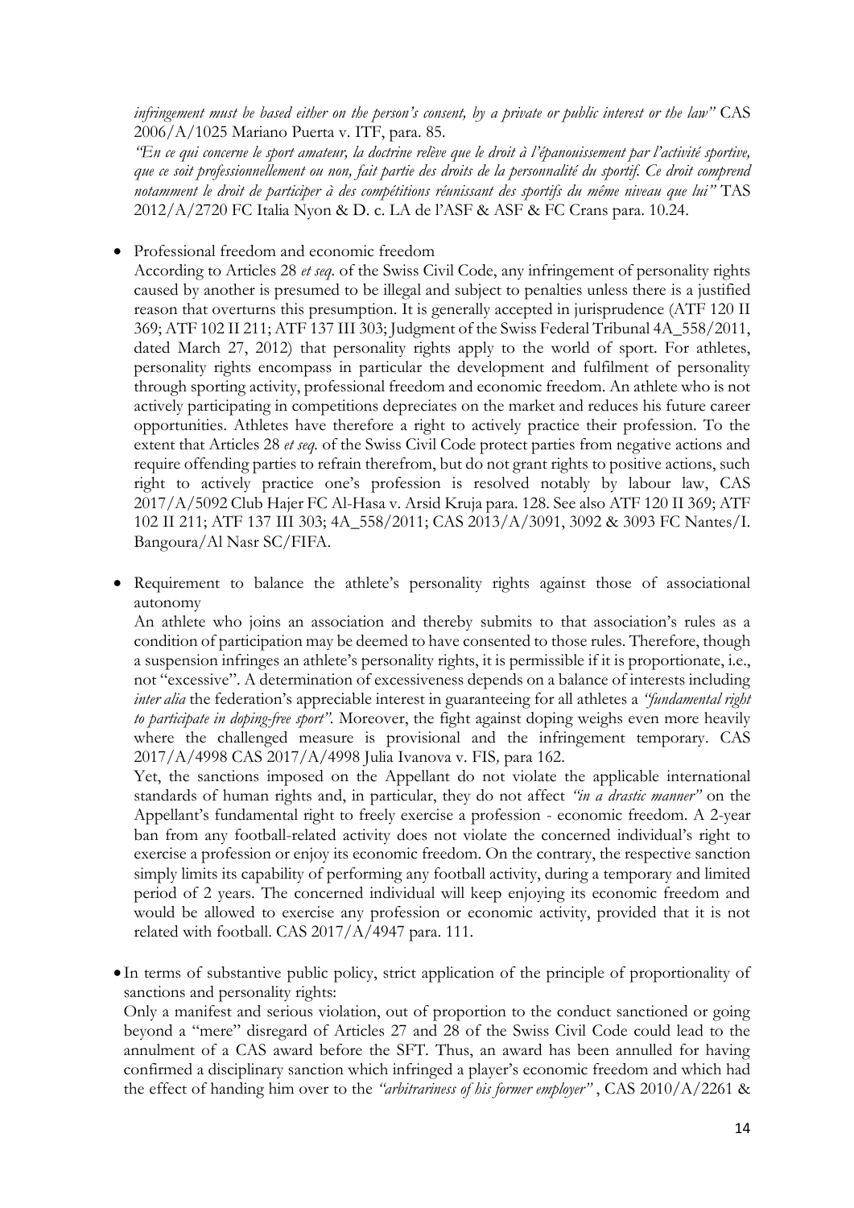*infringement must be based either on the person's consent, by a private or public interest or the law"* CAS 2006/A/1025 Mariano Puerta v. ITF, para. 85.

*"En ce qui concerne le sport amateur, la doctrine relève que le droit à l'épanouissement par l'activité sportive, que ce soit professionnellement ou non, fait partie des droits de la personnalité du sportif. Ce droit comprend notamment le droit de participer à des compétitions réunissant des sportifs du même niveau que lui"* TAS 2012/A/2720 FC Italia Nyon & D. c. LA de l'ASF & ASF & FC Crans para. 10.24.

- Professional freedom and economic freedom
  According to Articles 28 *et seq.* of the Swiss Civil Code, any infringement of personality rights caused by another is presumed to be illegal and subject to penalties unless there is a justified reason that overturns this presumption. It is generally accepted in jurisprudence (ATF 120 II 369; ATF 102 II 211; ATF 137 III 303; Judgment of the Swiss Federal Tribunal 4A_558/2011, dated March 27, 2012) that personality rights apply to the world of sport. For athletes, personality rights encompass in particular the development and fulfilment of personality through sporting activity, professional freedom and economic freedom. An athlete who is not actively participating in competitions depreciates on the market and reduces his future career opportunities. Athletes have therefore a right to actively practice their profession. To the extent that Articles 28 *et seq.* of the Swiss Civil Code protect parties from negative actions and require offending parties to refrain therefrom, but do not grant rights to positive actions, such right to actively practice one's profession is resolved notably by labour law, CAS 2017/A/5092 Club Hajer FC Al-Hasa v. Arsid Kruja para. 128. See also ATF 120 II 369; ATF 102 II 211; ATF 137 III 303; 4A_558/2011; CAS 2013/A/3091, 3092 & 3093 FC Nantes/I. Bangoura/Al Nasr SC/FIFA.

- Requirement to balance the athlete's personality rights against those of associational autonomy
  An athlete who joins an association and thereby submits to that association's rules as a condition of participation may be deemed to have consented to those rules. Therefore, though a suspension infringes an athlete's personality rights, it is permissible if it is proportionate, i.e., not "excessive". A determination of excessiveness depends on a balance of interests including *inter alia* the federation's appreciable interest in guaranteeing for all athletes a *"fundamental right to participate in doping-free sport"*. Moreover, the fight against doping weighs even more heavily where the challenged measure is provisional and the infringement temporary. CAS 2017/A/4998 CAS 2017/A/4998 Julia Ivanova v. FIS*,* para 162.

  Yet, the sanctions imposed on the Appellant do not violate the applicable international standards of human rights and, in particular, they do not affect *"in a drastic manner"* on the Appellant's fundamental right to freely exercise a profession - economic freedom. A 2-year ban from any football-related activity does not violate the concerned individual's right to exercise a profession or enjoy its economic freedom. On the contrary, the respective sanction simply limits its capability of performing any football activity, during a temporary and limited period of 2 years. The concerned individual will keep enjoying its economic freedom and would be allowed to exercise any profession or economic activity, provided that it is not related with football. CAS 2017/A/4947 para. 111.

- In terms of substantive public policy, strict application of the principle of proportionality of sanctions and personality rights:
  Only a manifest and serious violation, out of proportion to the conduct sanctioned or going beyond a "mere" disregard of Articles 27 and 28 of the Swiss Civil Code could lead to the annulment of a CAS award before the SFT. Thus, an award has been annulled for having confirmed a disciplinary sanction which infringed a player's economic freedom and which had the effect of handing him over to the *"arbitrariness of his former employer"* , CAS 2010/A/2261 &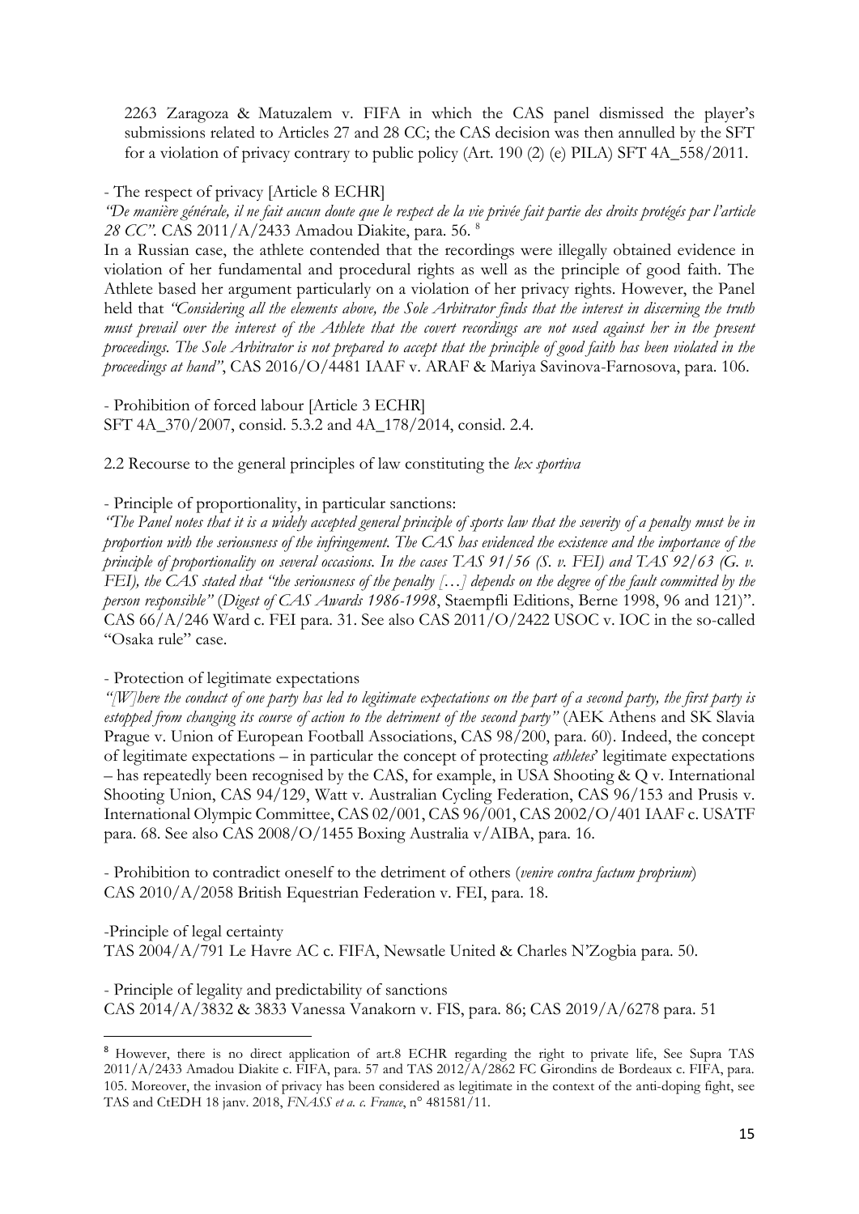2263 Zaragoza & Matuzalem v. FIFA in which the CAS panel dismissed the player's submissions related to Articles 27 and 28 CC; the CAS decision was then annulled by the SFT for a violation of privacy contrary to public policy (Art. 190 (2) (e) PILA) SFT 4A_558/2011.

- The respect of privacy [Article 8 ECHR]

*"De manière générale, il ne fait aucun doute que le respect de la vie privée fait partie des droits protégés par l'article 28 CC".* CAS 2011/A/2433 Amadou Diakite, para. 56. [8]

In a Russian case, the athlete contended that the recordings were illegally obtained evidence in violation of her fundamental and procedural rights as well as the principle of good faith. The Athlete based her argument particularly on a violation of her privacy rights. However, the Panel held that *"Considering all the elements above, the Sole Arbitrator finds that the interest in discerning the truth must prevail over the interest of the Athlete that the covert recordings are not used against her in the present proceedings. The Sole Arbitrator is not prepared to accept that the principle of good faith has been violated in the proceedings at hand"*, CAS 2016/O/4481 IAAF v. ARAF & Mariya Savinova-Farnosova, para. 106.

- Prohibition of forced labour [Article 3 ECHR]

SFT 4A_370/2007, consid. 5.3.2 and 4A_178/2014, consid. 2.4.

2.2 Recourse to the general principles of law constituting the *lex sportiva*

- Principle of proportionality, in particular sanctions:

*"The Panel notes that it is a widely accepted general principle of sports law that the severity of a penalty must be in proportion with the seriousness of the infringement. The CAS has evidenced the existence and the importance of the principle of proportionality on several occasions. In the cases TAS 91/56 (S. v. FEI) and TAS 92/63 (G. v. FEI), the CAS stated that "the seriousness of the penalty […] depends on the degree of the fault committed by the person responsible"* (*Digest of CAS Awards 1986-1998*, Staempfli Editions, Berne 1998, 96 and 121)". CAS 66/A/246 Ward c. FEI para. 31. See also CAS 2011/O/2422 USOC v. IOC in the so-called "Osaka rule" case.

- Protection of legitimate expectations

*"[W]here the conduct of one party has led to legitimate expectations on the part of a second party, the first party is estopped from changing its course of action to the detriment of the second party"* (AEK Athens and SK Slavia Prague v. Union of European Football Associations, CAS 98/200, para. 60). Indeed, the concept of legitimate expectations – in particular the concept of protecting *athletes*' legitimate expectations – has repeatedly been recognised by the CAS, for example, in USA Shooting & Q v. International Shooting Union, CAS 94/129, Watt v. Australian Cycling Federation, CAS 96/153 and Prusis v. International Olympic Committee, CAS 02/001, CAS 96/001, CAS 2002/O/401 IAAF c. USATF para. 68. See also CAS 2008/O/1455 Boxing Australia v/AIBA, para. 16.

- Prohibition to contradict oneself to the detriment of others (*venire contra factum proprium*)

CAS 2010/A/2058 British Equestrian Federation v. FEI, para. 18.

-Principle of legal certainty

TAS 2004/A/791 Le Havre AC c. FIFA, Newsatle United & Charles N'Zogbia para. 50.

- Principle of legality and predictability of sanctions

CAS 2014/A/3832 & 3833 Vanessa Vanakorn v. FIS, para. 86; CAS 2019/A/6278 para. 51

---

[8] However, there is no direct application of art.8 ECHR regarding the right to private life, See Supra TAS 2011/A/2433 Amadou Diakite c. FIFA, para. 57 and TAS 2012/A/2862 FC Girondins de Bordeaux c. FIFA, para. 105. Moreover, the invasion of privacy has been considered as legitimate in the context of the anti-doping fight, see TAS and CtEDH 18 janv. 2018, *FNASS et a. c. France*, n° 481581/11.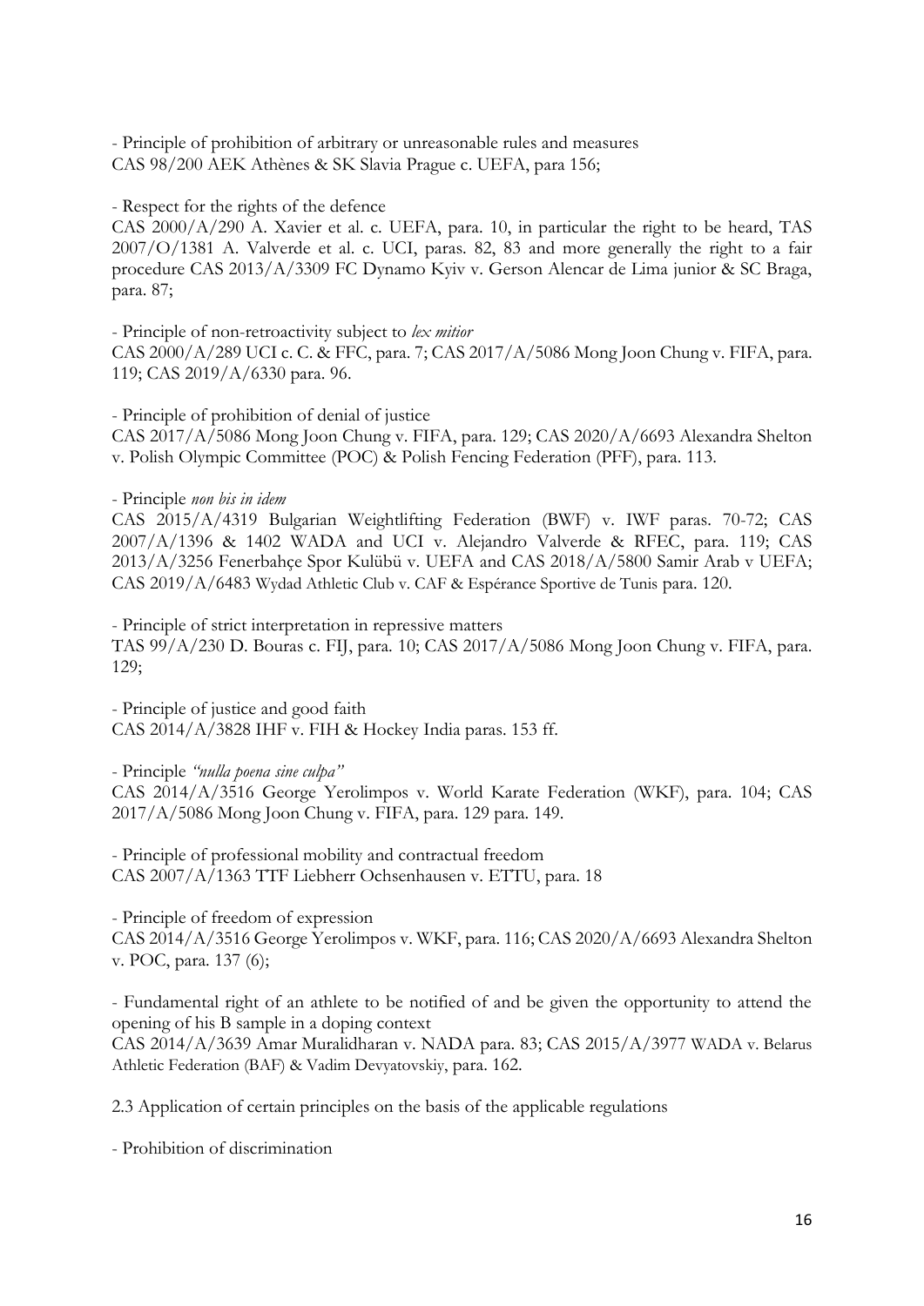- Principle of prohibition of arbitrary or unreasonable rules and measures
CAS 98/200 AEK Athènes & SK Slavia Prague c. UEFA, para 156;

- Respect for the rights of the defence
CAS 2000/A/290 A. Xavier et al. c. UEFA, para. 10, in particular the right to be heard, TAS 2007/O/1381 A. Valverde et al. c. UCI, paras. 82, 83 and more generally the right to a fair procedure CAS 2013/A/3309 FC Dynamo Kyiv v. Gerson Alencar de Lima junior & SC Braga, para. 87;

- Principle of non-retroactivity subject to *lex mitior*
CAS 2000/A/289 UCI c. C. & FFC, para. 7; CAS 2017/A/5086 Mong Joon Chung v. FIFA, para. 119; CAS 2019/A/6330 para. 96.

- Principle of prohibition of denial of justice
CAS 2017/A/5086 Mong Joon Chung v. FIFA, para. 129; CAS 2020/A/6693 Alexandra Shelton v. Polish Olympic Committee (POC) & Polish Fencing Federation (PFF), para. 113.

- Principle *non bis in idem*
CAS 2015/A/4319 Bulgarian Weightlifting Federation (BWF) v. IWF paras. 70-72; CAS 2007/A/1396 & 1402 WADA and UCI v. Alejandro Valverde & RFEC, para. 119; CAS 2013/A/3256 Fenerbahçe Spor Kulübü v. UEFA and CAS 2018/A/5800 Samir Arab v UEFA; CAS 2019/A/6483 Wydad Athletic Club v. CAF & Espérance Sportive de Tunis para. 120.

- Principle of strict interpretation in repressive matters
TAS 99/A/230 D. Bouras c. FIJ, para. 10; CAS 2017/A/5086 Mong Joon Chung v. FIFA, para. 129;

- Principle of justice and good faith
CAS 2014/A/3828 IHF v. FIH & Hockey India paras. 153 ff.

- Principle *"nulla poena sine culpa"*
CAS 2014/A/3516 George Yerolimpos v. World Karate Federation (WKF), para. 104; CAS 2017/A/5086 Mong Joon Chung v. FIFA, para. 129 para. 149.

- Principle of professional mobility and contractual freedom
CAS 2007/A/1363 TTF Liebherr Ochsenhausen v. ETTU, para. 18

- Principle of freedom of expression
CAS 2014/A/3516 George Yerolimpos v. WKF, para. 116; CAS 2020/A/6693 Alexandra Shelton v. POC, para. 137 (6);

- Fundamental right of an athlete to be notified of and be given the opportunity to attend the opening of his B sample in a doping context
CAS 2014/A/3639 Amar Muralidharan v. NADA para. 83; CAS 2015/A/3977 WADA v. Belarus Athletic Federation (BAF) & Vadim Devyatovskiy, para. 162.

2.3 Application of certain principles on the basis of the applicable regulations

- Prohibition of discrimination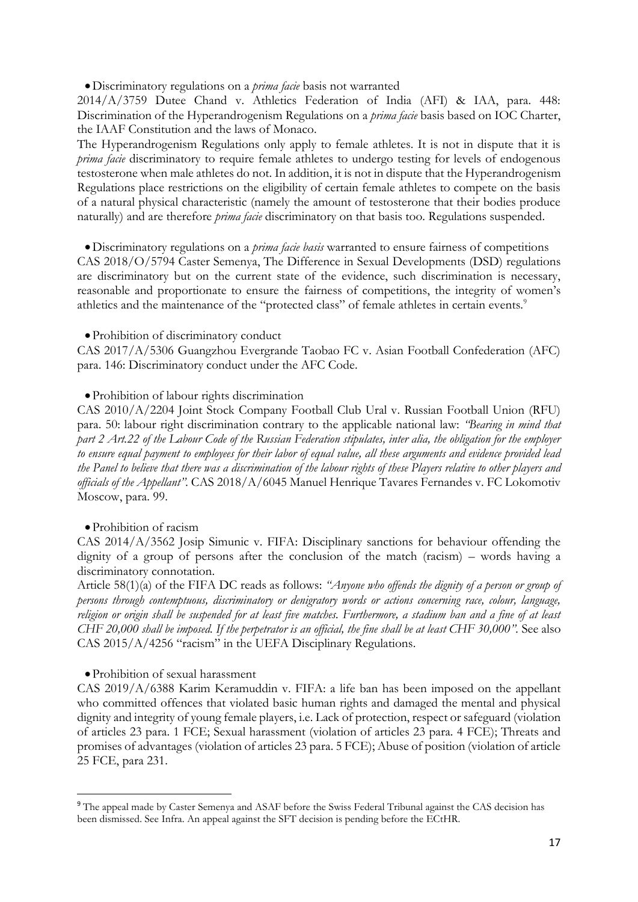- Discriminatory regulations on a *prima facie* basis not warranted

2014/A/3759 Dutee Chand v. Athletics Federation of India (AFI) & IAA, para. 448: Discrimination of the Hyperandrogenism Regulations on a *prima facie* basis based on IOC Charter, the IAAF Constitution and the laws of Monaco.

The Hyperandrogenism Regulations only apply to female athletes. It is not in dispute that it is *prima facie* discriminatory to require female athletes to undergo testing for levels of endogenous testosterone when male athletes do not. In addition, it is not in dispute that the Hyperandrogenism Regulations place restrictions on the eligibility of certain female athletes to compete on the basis of a natural physical characteristic (namely the amount of testosterone that their bodies produce naturally) and are therefore *prima facie* discriminatory on that basis too. Regulations suspended.

- Discriminatory regulations on a *prima facie basis* warranted to ensure fairness of competitions

CAS 2018/O/5794 Caster Semenya, The Difference in Sexual Developments (DSD) regulations are discriminatory but on the current state of the evidence, such discrimination is necessary, reasonable and proportionate to ensure the fairness of competitions, the integrity of women's athletics and the maintenance of the "protected class" of female athletes in certain events.[9]

- Prohibition of discriminatory conduct

CAS 2017/A/5306 Guangzhou Evergrande Taobao FC v. Asian Football Confederation (AFC) para. 146: Discriminatory conduct under the AFC Code.

- Prohibition of labour rights discrimination

CAS 2010/A/2204 Joint Stock Company Football Club Ural v. Russian Football Union (RFU) para. 50: labour right discrimination contrary to the applicable national law: *"Bearing in mind that part 2 Art.22 of the Labour Code of the Russian Federation stipulates, inter alia, the obligation for the employer to ensure equal payment to employees for their labor of equal value, all these arguments and evidence provided lead the Panel to believe that there was a discrimination of the labour rights of these Players relative to other players and officials of the Appellant"*. CAS 2018/A/6045 Manuel Henrique Tavares Fernandes v. FC Lokomotiv Moscow, para. 99.

- Prohibition of racism

CAS 2014/A/3562 Josip Simunic v. FIFA: Disciplinary sanctions for behaviour offending the dignity of a group of persons after the conclusion of the match (racism) – words having a discriminatory connotation.

Article 58(1)(a) of the FIFA DC reads as follows: *"Anyone who offends the dignity of a person or group of persons through contemptuous, discriminatory or denigratory words or actions concerning race, colour, language, religion or origin shall be suspended for at least five matches. Furthermore, a stadium ban and a fine of at least CHF 20,000 shall be imposed. If the perpetrator is an official, the fine shall be at least CHF 30,000"*. See also CAS 2015/A/4256 "racism" in the UEFA Disciplinary Regulations.

- Prohibition of sexual harassment

CAS 2019/A/6388 Karim Keramuddin v. FIFA: a life ban has been imposed on the appellant who committed offences that violated basic human rights and damaged the mental and physical dignity and integrity of young female players, i.e. Lack of protection, respect or safeguard (violation of articles 23 para. 1 FCE; Sexual harassment (violation of articles 23 para. 4 FCE); Threats and promises of advantages (violation of articles 23 para. 5 FCE); Abuse of position (violation of article 25 FCE, para 231.

---

[9] The appeal made by Caster Semenya and ASAF before the Swiss Federal Tribunal against the CAS decision has been dismissed. See Infra. An appeal against the SFT decision is pending before the ECtHR.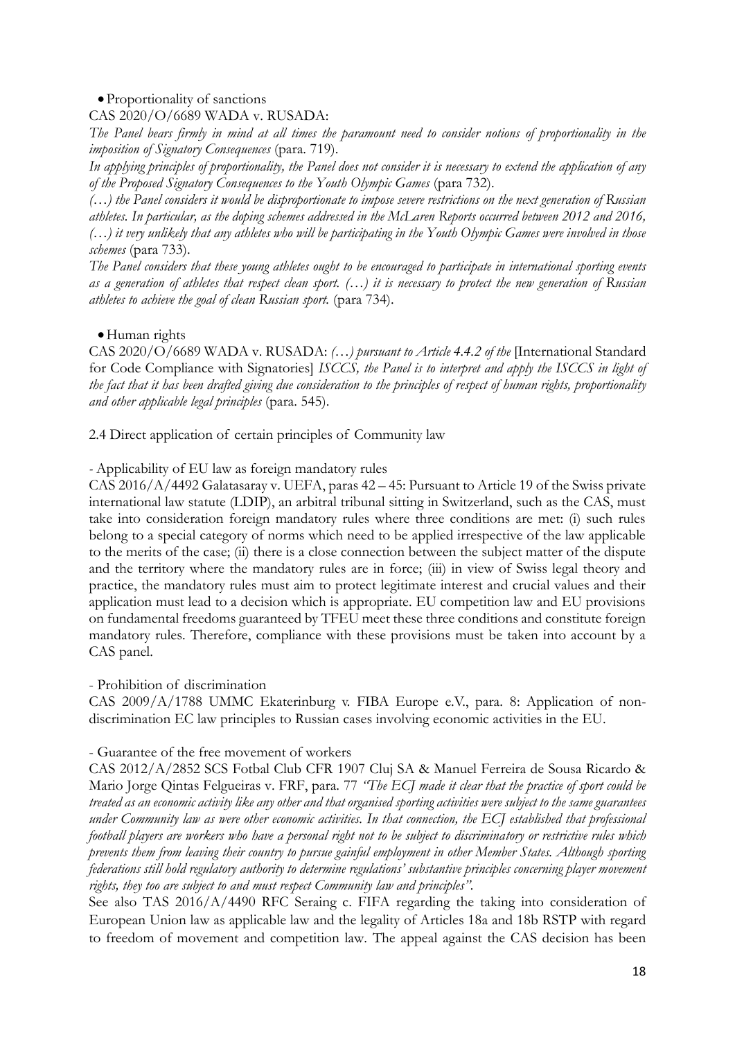- Proportionality of sanctions

CAS 2020/O/6689 WADA v. RUSADA:

*The Panel bears firmly in mind at all times the paramount need to consider notions of proportionality in the imposition of Signatory Consequences* (para. 719).

*In applying principles of proportionality, the Panel does not consider it is necessary to extend the application of any of the Proposed Signatory Consequences to the Youth Olympic Games* (para 732).

*(…) the Panel considers it would be disproportionate to impose severe restrictions on the next generation of Russian athletes. In particular, as the doping schemes addressed in the McLaren Reports occurred between 2012 and 2016, (…) it very unlikely that any athletes who will be participating in the Youth Olympic Games were involved in those schemes* (para 733).

*The Panel considers that these young athletes ought to be encouraged to participate in international sporting events as a generation of athletes that respect clean sport. (…) it is necessary to protect the new generation of Russian athletes to achieve the goal of clean Russian sport.* (para 734).

- Human rights

CAS 2020/O/6689 WADA v. RUSADA: *(…) pursuant to Article 4.4.2 of the* [International Standard for Code Compliance with Signatories] *ISCCS, the Panel is to interpret and apply the ISCCS in light of the fact that it has been drafted giving due consideration to the principles of respect of human rights, proportionality and other applicable legal principles* (para. 545).

2.4 Direct application of certain principles of Community law

- Applicability of EU law as foreign mandatory rules

CAS 2016/A/4492 Galatasaray v. UEFA, paras 42 – 45: Pursuant to Article 19 of the Swiss private international law statute (LDIP), an arbitral tribunal sitting in Switzerland, such as the CAS, must take into consideration foreign mandatory rules where three conditions are met: (i) such rules belong to a special category of norms which need to be applied irrespective of the law applicable to the merits of the case; (ii) there is a close connection between the subject matter of the dispute and the territory where the mandatory rules are in force; (iii) in view of Swiss legal theory and practice, the mandatory rules must aim to protect legitimate interest and crucial values and their application must lead to a decision which is appropriate. EU competition law and EU provisions on fundamental freedoms guaranteed by TFEU meet these three conditions and constitute foreign mandatory rules. Therefore, compliance with these provisions must be taken into account by a CAS panel.

- Prohibition of discrimination

CAS 2009/A/1788 UMMC Ekaterinburg v. FIBA Europe e.V., para. 8: Application of non-discrimination EC law principles to Russian cases involving economic activities in the EU.

- Guarantee of the free movement of workers

CAS 2012/A/2852 SCS Fotbal Club CFR 1907 Cluj SA & Manuel Ferreira de Sousa Ricardo & Mario Jorge Qintas Felgueiras v. FRF, para. 77 *"The ECJ made it clear that the practice of sport could be treated as an economic activity like any other and that organised sporting activities were subject to the same guarantees under Community law as were other economic activities. In that connection, the ECJ established that professional football players are workers who have a personal right not to be subject to discriminatory or restrictive rules which prevents them from leaving their country to pursue gainful employment in other Member States. Although sporting federations still hold regulatory authority to determine regulations' substantive principles concerning player movement rights, they too are subject to and must respect Community law and principles".*

See also TAS 2016/A/4490 RFC Seraing c. FIFA regarding the taking into consideration of European Union law as applicable law and the legality of Articles 18a and 18b RSTP with regard to freedom of movement and competition law. The appeal against the CAS decision has been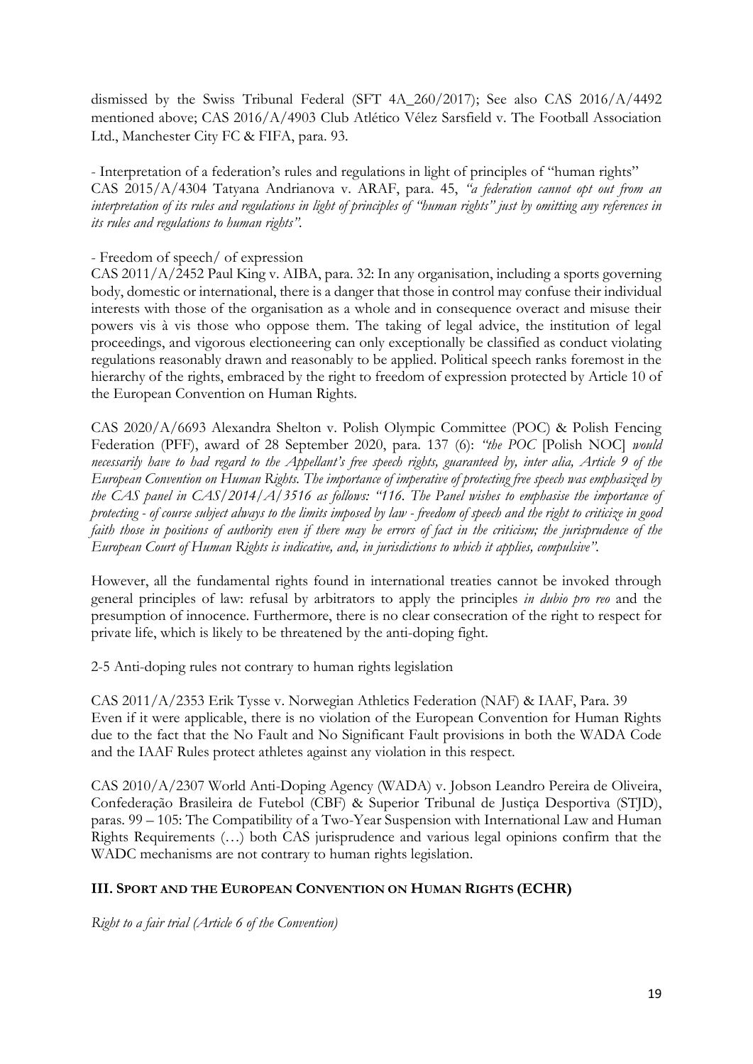dismissed by the Swiss Tribunal Federal (SFT 4A_260/2017); See also CAS 2016/A/4492 mentioned above; CAS 2016/A/4903 Club Atlético Vélez Sarsfield v. The Football Association Ltd., Manchester City FC & FIFA, para. 93.

- Interpretation of a federation's rules and regulations in light of principles of "human rights"
CAS 2015/A/4304 Tatyana Andrianova v. ARAF, para. 45, *"a federation cannot opt out from an interpretation of its rules and regulations in light of principles of "human rights" just by omitting any references in its rules and regulations to human rights"*.

- Freedom of speech/ of expression
CAS 2011/A/2452 Paul King v. AIBA, para. 32: In any organisation, including a sports governing body, domestic or international, there is a danger that those in control may confuse their individual interests with those of the organisation as a whole and in consequence overact and misuse their powers vis à vis those who oppose them. The taking of legal advice, the institution of legal proceedings, and vigorous electioneering can only exceptionally be classified as conduct violating regulations reasonably drawn and reasonably to be applied. Political speech ranks foremost in the hierarchy of the rights, embraced by the right to freedom of expression protected by Article 10 of the European Convention on Human Rights.

CAS 2020/A/6693 Alexandra Shelton v. Polish Olympic Committee (POC) & Polish Fencing Federation (PFF), award of 28 September 2020, para. 137 (6): *"the POC* [Polish NOC] *would necessarily have to had regard to the Appellant's free speech rights, guaranteed by, inter alia, Article 9 of the European Convention on Human Rights. The importance of imperative of protecting free speech was emphasized by the CAS panel in CAS/2014/A/3516 as follows: "116. The Panel wishes to emphasise the importance of protecting - of course subject always to the limits imposed by law - freedom of speech and the right to criticize in good faith those in positions of authority even if there may be errors of fact in the criticism; the jurisprudence of the European Court of Human Rights is indicative, and, in jurisdictions to which it applies, compulsive"*.

However, all the fundamental rights found in international treaties cannot be invoked through general principles of law: refusal by arbitrators to apply the principles *in dubio pro reo* and the presumption of innocence. Furthermore, there is no clear consecration of the right to respect for private life, which is likely to be threatened by the anti-doping fight.

2-5 Anti-doping rules not contrary to human rights legislation

CAS 2011/A/2353 Erik Tysse v. Norwegian Athletics Federation (NAF) & IAAF, Para. 39
Even if it were applicable, there is no violation of the European Convention for Human Rights due to the fact that the No Fault and No Significant Fault provisions in both the WADA Code and the IAAF Rules protect athletes against any violation in this respect.

CAS 2010/A/2307 World Anti-Doping Agency (WADA) v. Jobson Leandro Pereira de Oliveira, Confederação Brasileira de Futebol (CBF) & Superior Tribunal de Justiça Desportiva (STJD), paras. 99 – 105: The Compatibility of a Two-Year Suspension with International Law and Human Rights Requirements (…) both CAS jurisprudence and various legal opinions confirm that the WADC mechanisms are not contrary to human rights legislation.

## III. Sport and the European Convention on Human Rights (ECHR)

*Right to a fair trial (Article 6 of the Convention)*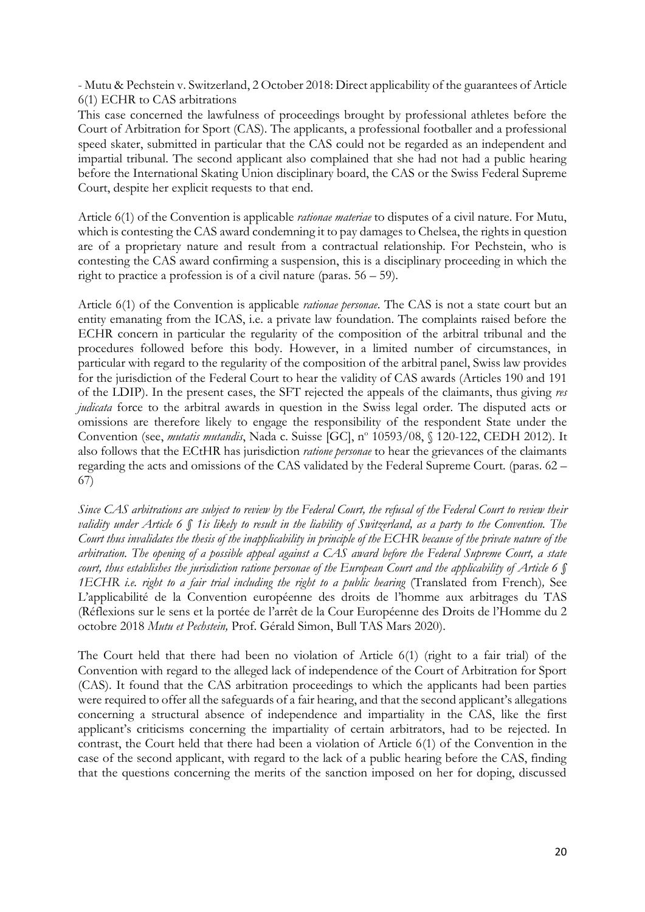- Mutu & Pechstein v. Switzerland, 2 October 2018: Direct applicability of the guarantees of Article 6(1) ECHR to CAS arbitrations

This case concerned the lawfulness of proceedings brought by professional athletes before the Court of Arbitration for Sport (CAS). The applicants, a professional footballer and a professional speed skater, submitted in particular that the CAS could not be regarded as an independent and impartial tribunal. The second applicant also complained that she had not had a public hearing before the International Skating Union disciplinary board, the CAS or the Swiss Federal Supreme Court, despite her explicit requests to that end.

Article 6(1) of the Convention is applicable *rationae materiae* to disputes of a civil nature. For Mutu, which is contesting the CAS award condemning it to pay damages to Chelsea, the rights in question are of a proprietary nature and result from a contractual relationship. For Pechstein, who is contesting the CAS award confirming a suspension, this is a disciplinary proceeding in which the right to practice a profession is of a civil nature (paras. 56 – 59).

Article 6(1) of the Convention is applicable *rationae personae*. The CAS is not a state court but an entity emanating from the ICAS, i.e. a private law foundation. The complaints raised before the ECHR concern in particular the regularity of the composition of the arbitral tribunal and the procedures followed before this body. However, in a limited number of circumstances, in particular with regard to the regularity of the composition of the arbitral panel, Swiss law provides for the jurisdiction of the Federal Court to hear the validity of CAS awards (Articles 190 and 191 of the LDIP). In the present cases, the SFT rejected the appeals of the claimants, thus giving *res judicata* force to the arbitral awards in question in the Swiss legal order. The disputed acts or omissions are therefore likely to engage the responsibility of the respondent State under the Convention (see, *mutatis mutandis*, Nada c. Suisse [GC], nº 10593/08, § 120-122, CEDH 2012). It also follows that the ECtHR has jurisdiction *ratione personae* to hear the grievances of the claimants regarding the acts and omissions of the CAS validated by the Federal Supreme Court. (paras. 62 – 67)

*Since CAS arbitrations are subject to review by the Federal Court, the refusal of the Federal Court to review their validity under Article 6 § 1is likely to result in the liability of Switzerland, as a party to the Convention. The Court thus invalidates the thesis of the inapplicability in principle of the ECHR because of the private nature of the arbitration. The opening of a possible appeal against a CAS award before the Federal Supreme Court, a state court, thus establishes the jurisdiction ratione personae of the European Court and the applicability of Article 6 § 1ECHR i.e. right to a fair trial including the right to a public hearing* (Translated from French)*,* See L'applicabilité de la Convention européenne des droits de l'homme aux arbitrages du TAS (Réflexions sur le sens et la portée de l'arrêt de la Cour Européenne des Droits de l'Homme du 2 octobre 2018 *Mutu et Pechstein,* Prof. Gérald Simon, Bull TAS Mars 2020).

The Court held that there had been no violation of Article 6(1) (right to a fair trial) of the Convention with regard to the alleged lack of independence of the Court of Arbitration for Sport (CAS). It found that the CAS arbitration proceedings to which the applicants had been parties were required to offer all the safeguards of a fair hearing, and that the second applicant's allegations concerning a structural absence of independence and impartiality in the CAS, like the first applicant's criticisms concerning the impartiality of certain arbitrators, had to be rejected. In contrast, the Court held that there had been a violation of Article 6(1) of the Convention in the case of the second applicant, with regard to the lack of a public hearing before the CAS, finding that the questions concerning the merits of the sanction imposed on her for doping, discussed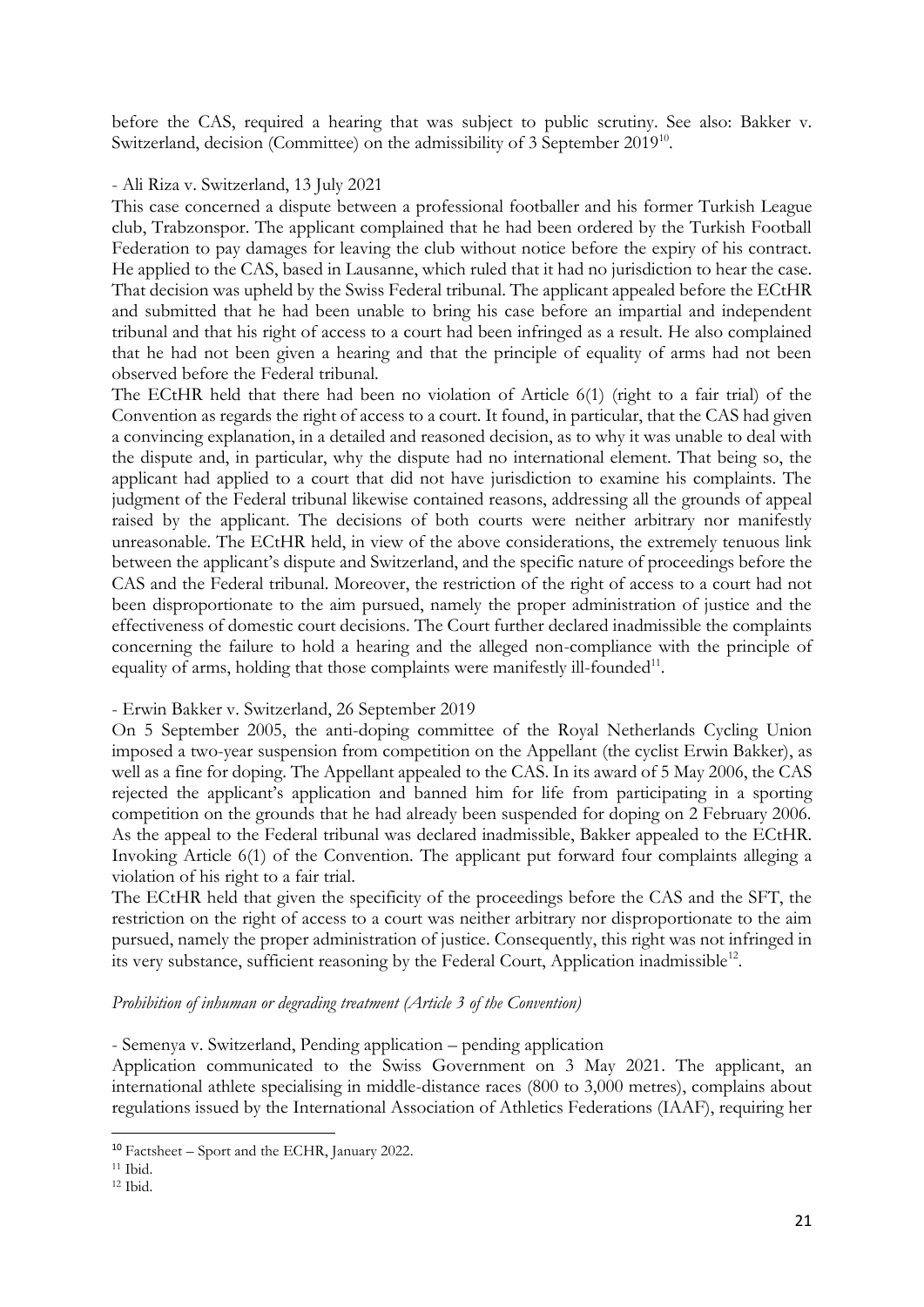before the CAS, required a hearing that was subject to public scrutiny. See also: Bakker v. Switzerland, decision (Committee) on the admissibility of 3 September 2019[10].

- Ali Riza v. Switzerland, 13 July 2021

This case concerned a dispute between a professional footballer and his former Turkish League club, Trabzonspor. The applicant complained that he had been ordered by the Turkish Football Federation to pay damages for leaving the club without notice before the expiry of his contract. He applied to the CAS, based in Lausanne, which ruled that it had no jurisdiction to hear the case. That decision was upheld by the Swiss Federal tribunal. The applicant appealed before the ECtHR and submitted that he had been unable to bring his case before an impartial and independent tribunal and that his right of access to a court had been infringed as a result. He also complained that he had not been given a hearing and that the principle of equality of arms had not been observed before the Federal tribunal.

The ECtHR held that there had been no violation of Article 6(1) (right to a fair trial) of the Convention as regards the right of access to a court. It found, in particular, that the CAS had given a convincing explanation, in a detailed and reasoned decision, as to why it was unable to deal with the dispute and, in particular, why the dispute had no international element. That being so, the applicant had applied to a court that did not have jurisdiction to examine his complaints. The judgment of the Federal tribunal likewise contained reasons, addressing all the grounds of appeal raised by the applicant. The decisions of both courts were neither arbitrary nor manifestly unreasonable. The ECtHR held, in view of the above considerations, the extremely tenuous link between the applicant's dispute and Switzerland, and the specific nature of proceedings before the CAS and the Federal tribunal. Moreover, the restriction of the right of access to a court had not been disproportionate to the aim pursued, namely the proper administration of justice and the effectiveness of domestic court decisions. The Court further declared inadmissible the complaints concerning the failure to hold a hearing and the alleged non-compliance with the principle of equality of arms, holding that those complaints were manifestly ill-founded[11].

- Erwin Bakker v. Switzerland, 26 September 2019

On 5 September 2005, the anti-doping committee of the Royal Netherlands Cycling Union imposed a two-year suspension from competition on the Appellant (the cyclist Erwin Bakker), as well as a fine for doping. The Appellant appealed to the CAS. In its award of 5 May 2006, the CAS rejected the applicant's application and banned him for life from participating in a sporting competition on the grounds that he had already been suspended for doping on 2 February 2006. As the appeal to the Federal tribunal was declared inadmissible, Bakker appealed to the ECtHR. Invoking Article 6(1) of the Convention. The applicant put forward four complaints alleging a violation of his right to a fair trial.

The ECtHR held that given the specificity of the proceedings before the CAS and the SFT, the restriction on the right of access to a court was neither arbitrary nor disproportionate to the aim pursued, namely the proper administration of justice. Consequently, this right was not infringed in its very substance, sufficient reasoning by the Federal Court, Application inadmissible[12].

*Prohibition of inhuman or degrading treatment (Article 3 of the Convention)*

- Semenya v. Switzerland, Pending application – pending application

Application communicated to the Swiss Government on 3 May 2021. The applicant, an international athlete specialising in middle-distance races (800 to 3,000 metres), complains about regulations issued by the International Association of Athletics Federations (IAAF), requiring her

---

[10] Factsheet – Sport and the ECHR, January 2022.

[11] Ibid.

[12] Ibid.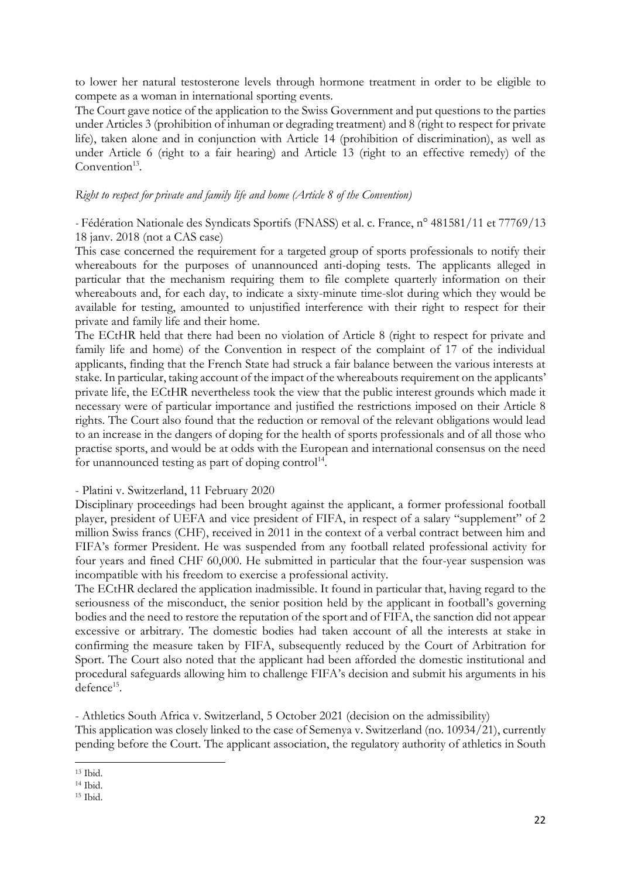to lower her natural testosterone levels through hormone treatment in order to be eligible to compete as a woman in international sporting events.

The Court gave notice of the application to the Swiss Government and put questions to the parties under Articles 3 (prohibition of inhuman or degrading treatment) and 8 (right to respect for private life), taken alone and in conjunction with Article 14 (prohibition of discrimination), as well as under Article 6 (right to a fair hearing) and Article 13 (right to an effective remedy) of the Convention[13].

*Right to respect for private and family life and home (Article 8 of the Convention)*

- Fédération Nationale des Syndicats Sportifs (FNASS) et al. c. France, n° 481581/11 et 77769/13 18 janv. 2018 (not a CAS case)

This case concerned the requirement for a targeted group of sports professionals to notify their whereabouts for the purposes of unannounced anti-doping tests. The applicants alleged in particular that the mechanism requiring them to file complete quarterly information on their whereabouts and, for each day, to indicate a sixty-minute time-slot during which they would be available for testing, amounted to unjustified interference with their right to respect for their private and family life and their home.

The ECtHR held that there had been no violation of Article 8 (right to respect for private and family life and home) of the Convention in respect of the complaint of 17 of the individual applicants, finding that the French State had struck a fair balance between the various interests at stake. In particular, taking account of the impact of the whereabouts requirement on the applicants' private life, the ECtHR nevertheless took the view that the public interest grounds which made it necessary were of particular importance and justified the restrictions imposed on their Article 8 rights. The Court also found that the reduction or removal of the relevant obligations would lead to an increase in the dangers of doping for the health of sports professionals and of all those who practise sports, and would be at odds with the European and international consensus on the need for unannounced testing as part of doping control[14].

- Platini v. Switzerland, 11 February 2020

Disciplinary proceedings had been brought against the applicant, a former professional football player, president of UEFA and vice president of FIFA, in respect of a salary "supplement" of 2 million Swiss francs (CHF), received in 2011 in the context of a verbal contract between him and FIFA's former President. He was suspended from any football related professional activity for four years and fined CHF 60,000. He submitted in particular that the four-year suspension was incompatible with his freedom to exercise a professional activity.

The ECtHR declared the application inadmissible. It found in particular that, having regard to the seriousness of the misconduct, the senior position held by the applicant in football's governing bodies and the need to restore the reputation of the sport and of FIFA, the sanction did not appear excessive or arbitrary. The domestic bodies had taken account of all the interests at stake in confirming the measure taken by FIFA, subsequently reduced by the Court of Arbitration for Sport. The Court also noted that the applicant had been afforded the domestic institutional and procedural safeguards allowing him to challenge FIFA's decision and submit his arguments in his defence[15].

- Athletics South Africa v. Switzerland, 5 October 2021 (decision on the admissibility)

This application was closely linked to the case of Semenya v. Switzerland (no. 10934/21), currently pending before the Court. The applicant association, the regulatory authority of athletics in South

---

[13] Ibid.

[14] Ibid.

[15] Ibid.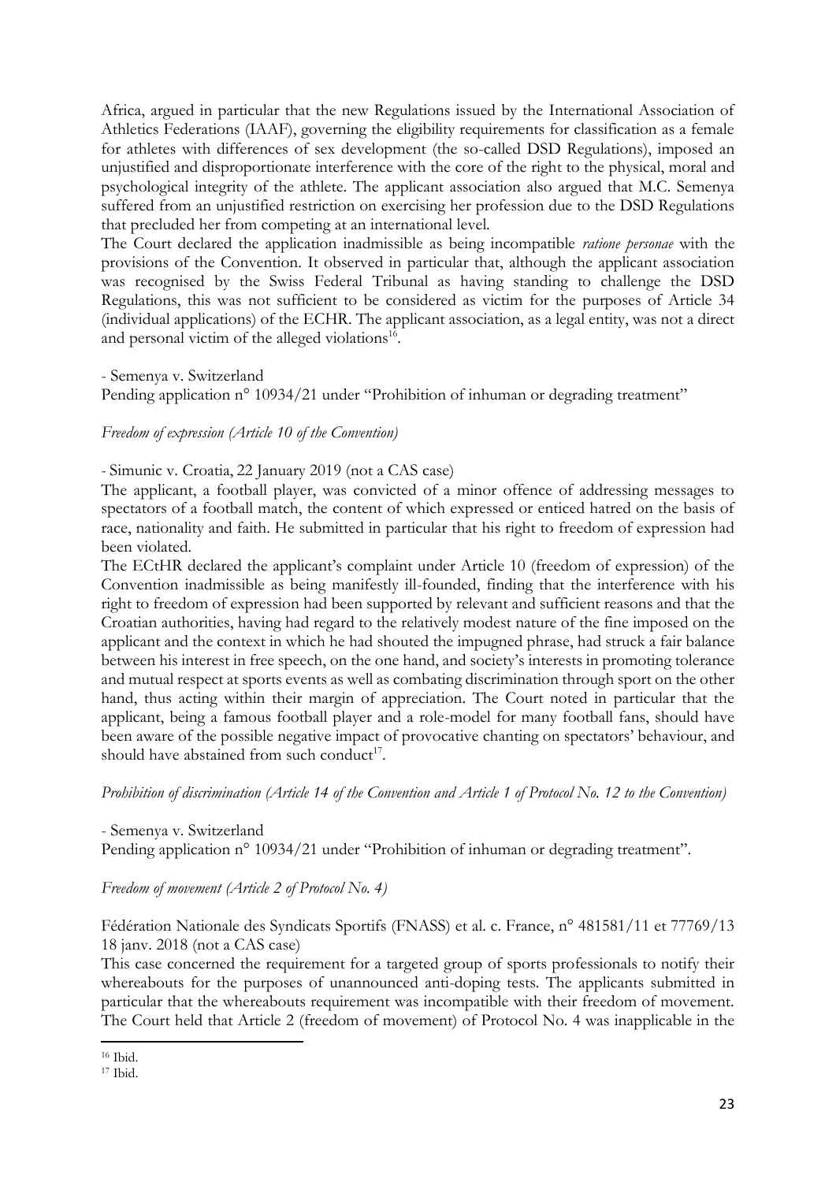Africa, argued in particular that the new Regulations issued by the International Association of Athletics Federations (IAAF), governing the eligibility requirements for classification as a female for athletes with differences of sex development (the so-called DSD Regulations), imposed an unjustified and disproportionate interference with the core of the right to the physical, moral and psychological integrity of the athlete. The applicant association also argued that M.C. Semenya suffered from an unjustified restriction on exercising her profession due to the DSD Regulations that precluded her from competing at an international level.

The Court declared the application inadmissible as being incompatible *ratione personae* with the provisions of the Convention. It observed in particular that, although the applicant association was recognised by the Swiss Federal Tribunal as having standing to challenge the DSD Regulations, this was not sufficient to be considered as victim for the purposes of Article 34 (individual applications) of the ECHR. The applicant association, as a legal entity, was not a direct and personal victim of the alleged violations[16].

- Semenya v. Switzerland

Pending application n° 10934/21 under "Prohibition of inhuman or degrading treatment"

*Freedom of expression (Article 10 of the Convention)*

- Simunic v. Croatia, 22 January 2019 (not a CAS case)

The applicant, a football player, was convicted of a minor offence of addressing messages to spectators of a football match, the content of which expressed or enticed hatred on the basis of race, nationality and faith. He submitted in particular that his right to freedom of expression had been violated.

The ECtHR declared the applicant's complaint under Article 10 (freedom of expression) of the Convention inadmissible as being manifestly ill-founded, finding that the interference with his right to freedom of expression had been supported by relevant and sufficient reasons and that the Croatian authorities, having had regard to the relatively modest nature of the fine imposed on the applicant and the context in which he had shouted the impugned phrase, had struck a fair balance between his interest in free speech, on the one hand, and society's interests in promoting tolerance and mutual respect at sports events as well as combating discrimination through sport on the other hand, thus acting within their margin of appreciation. The Court noted in particular that the applicant, being a famous football player and a role-model for many football fans, should have been aware of the possible negative impact of provocative chanting on spectators' behaviour, and should have abstained from such conduct[17].

*Prohibition of discrimination (Article 14 of the Convention and Article 1 of Protocol No. 12 to the Convention)*

- Semenya v. Switzerland

Pending application n° 10934/21 under "Prohibition of inhuman or degrading treatment".

*Freedom of movement (Article 2 of Protocol No. 4)*

Fédération Nationale des Syndicats Sportifs (FNASS) et al. c. France, n° 481581/11 et 77769/13 18 janv. 2018 (not a CAS case)

This case concerned the requirement for a targeted group of sports professionals to notify their whereabouts for the purposes of unannounced anti-doping tests. The applicants submitted in particular that the whereabouts requirement was incompatible with their freedom of movement. The Court held that Article 2 (freedom of movement) of Protocol No. 4 was inapplicable in the

[16] Ibid.

[17] Ibid.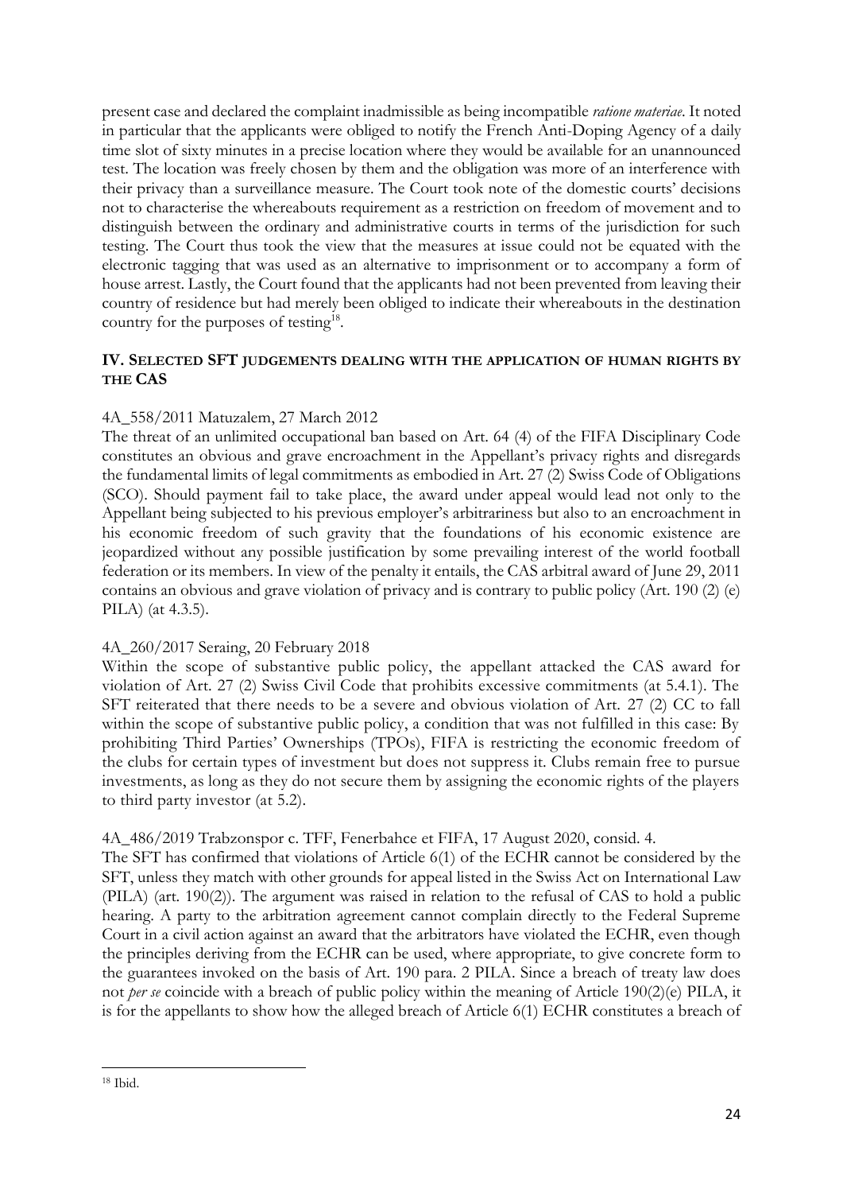present case and declared the complaint inadmissible as being incompatible *ratione materiae*. It noted in particular that the applicants were obliged to notify the French Anti-Doping Agency of a daily time slot of sixty minutes in a precise location where they would be available for an unannounced test. The location was freely chosen by them and the obligation was more of an interference with their privacy than a surveillance measure. The Court took note of the domestic courts' decisions not to characterise the whereabouts requirement as a restriction on freedom of movement and to distinguish between the ordinary and administrative courts in terms of the jurisdiction for such testing. The Court thus took the view that the measures at issue could not be equated with the electronic tagging that was used as an alternative to imprisonment or to accompany a form of house arrest. Lastly, the Court found that the applicants had not been prevented from leaving their country of residence but had merely been obliged to indicate their whereabouts in the destination country for the purposes of testing[18].

## IV. Selected SFT judgements dealing with the application of human rights by the CAS

4A_558/2011 Matuzalem, 27 March 2012

The threat of an unlimited occupational ban based on Art. 64 (4) of the FIFA Disciplinary Code constitutes an obvious and grave encroachment in the Appellant's privacy rights and disregards the fundamental limits of legal commitments as embodied in Art. 27 (2) Swiss Code of Obligations (SCO). Should payment fail to take place, the award under appeal would lead not only to the Appellant being subjected to his previous employer's arbitrariness but also to an encroachment in his economic freedom of such gravity that the foundations of his economic existence are jeopardized without any possible justification by some prevailing interest of the world football federation or its members. In view of the penalty it entails, the CAS arbitral award of June 29, 2011 contains an obvious and grave violation of privacy and is contrary to public policy (Art. 190 (2) (e) PILA) (at 4.3.5).

4A_260/2017 Seraing, 20 February 2018

Within the scope of substantive public policy, the appellant attacked the CAS award for violation of Art. 27 (2) Swiss Civil Code that prohibits excessive commitments (at 5.4.1). The SFT reiterated that there needs to be a severe and obvious violation of Art. 27 (2) CC to fall within the scope of substantive public policy, a condition that was not fulfilled in this case: By prohibiting Third Parties' Ownerships (TPOs), FIFA is restricting the economic freedom of the clubs for certain types of investment but does not suppress it. Clubs remain free to pursue investments, as long as they do not secure them by assigning the economic rights of the players to third party investor (at 5.2).

4A_486/2019 Trabzonspor c. TFF, Fenerbahce et FIFA, 17 August 2020, consid. 4.

The SFT has confirmed that violations of Article 6(1) of the ECHR cannot be considered by the SFT, unless they match with other grounds for appeal listed in the Swiss Act on International Law (PILA) (art. 190(2)). The argument was raised in relation to the refusal of CAS to hold a public hearing. A party to the arbitration agreement cannot complain directly to the Federal Supreme Court in a civil action against an award that the arbitrators have violated the ECHR, even though the principles deriving from the ECHR can be used, where appropriate, to give concrete form to the guarantees invoked on the basis of Art. 190 para. 2 PILA. Since a breach of treaty law does not *per se* coincide with a breach of public policy within the meaning of Article 190(2)(e) PILA, it is for the appellants to show how the alleged breach of Article 6(1) ECHR constitutes a breach of

[18] Ibid.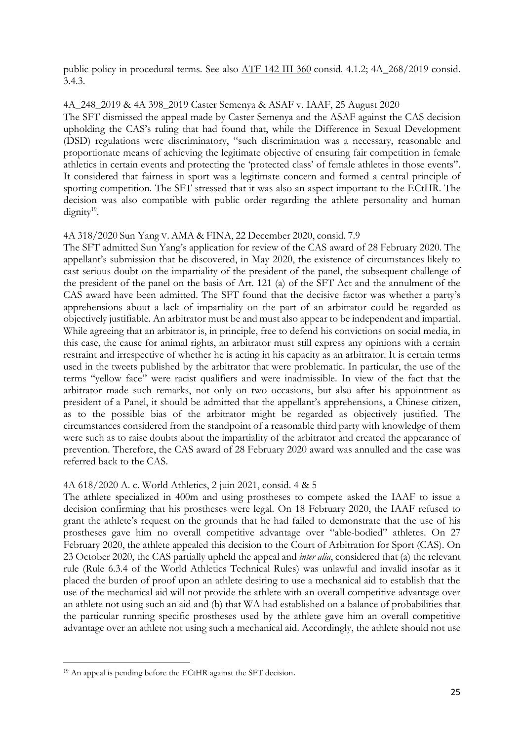public policy in procedural terms. See also ATF 142 III 360 consid. 4.1.2; 4A_268/2019 consid. 3.4.3.

4A_248_2019 & 4A 398_2019 Caster Semenya & ASAF v. IAAF, 25 August 2020

The SFT dismissed the appeal made by Caster Semenya and the ASAF against the CAS decision upholding the CAS's ruling that had found that, while the Difference in Sexual Development (DSD) regulations were discriminatory, "such discrimination was a necessary, reasonable and proportionate means of achieving the legitimate objective of ensuring fair competition in female athletics in certain events and protecting the 'protected class' of female athletes in those events". It considered that fairness in sport was a legitimate concern and formed a central principle of sporting competition. The SFT stressed that it was also an aspect important to the ECtHR. The decision was also compatible with public order regarding the athlete personality and human dignity[19].

4A 318/2020 Sun Yang v. AMA & FINA, 22 December 2020, consid. 7.9

The SFT admitted Sun Yang's application for review of the CAS award of 28 February 2020. The appellant's submission that he discovered, in May 2020, the existence of circumstances likely to cast serious doubt on the impartiality of the president of the panel, the subsequent challenge of the president of the panel on the basis of Art. 121 (a) of the SFT Act and the annulment of the CAS award have been admitted. The SFT found that the decisive factor was whether a party's apprehensions about a lack of impartiality on the part of an arbitrator could be regarded as objectively justifiable. An arbitrator must be and must also appear to be independent and impartial. While agreeing that an arbitrator is, in principle, free to defend his convictions on social media, in this case, the cause for animal rights, an arbitrator must still express any opinions with a certain restraint and irrespective of whether he is acting in his capacity as an arbitrator. It is certain terms used in the tweets published by the arbitrator that were problematic. In particular, the use of the terms "yellow face" were racist qualifiers and were inadmissible. In view of the fact that the arbitrator made such remarks, not only on two occasions, but also after his appointment as president of a Panel, it should be admitted that the appellant's apprehensions, a Chinese citizen, as to the possible bias of the arbitrator might be regarded as objectively justified. The circumstances considered from the standpoint of a reasonable third party with knowledge of them were such as to raise doubts about the impartiality of the arbitrator and created the appearance of prevention. Therefore, the CAS award of 28 February 2020 award was annulled and the case was referred back to the CAS.

4A 618/2020 A. c. World Athletics, 2 juin 2021, consid. 4 & 5

The athlete specialized in 400m and using prostheses to compete asked the IAAF to issue a decision confirming that his prostheses were legal. On 18 February 2020, the IAAF refused to grant the athlete's request on the grounds that he had failed to demonstrate that the use of his prostheses gave him no overall competitive advantage over "able-bodied" athletes. On 27 February 2020, the athlete appealed this decision to the Court of Arbitration for Sport (CAS). On 23 October 2020, the CAS partially upheld the appeal and *inter alia*, considered that (a) the relevant rule (Rule 6.3.4 of the World Athletics Technical Rules) was unlawful and invalid insofar as it placed the burden of proof upon an athlete desiring to use a mechanical aid to establish that the use of the mechanical aid will not provide the athlete with an overall competitive advantage over an athlete not using such an aid and (b) that WA had established on a balance of probabilities that the particular running specific prostheses used by the athlete gave him an overall competitive advantage over an athlete not using such a mechanical aid. Accordingly, the athlete should not use

[19] An appeal is pending before the ECtHR against the SFT decision.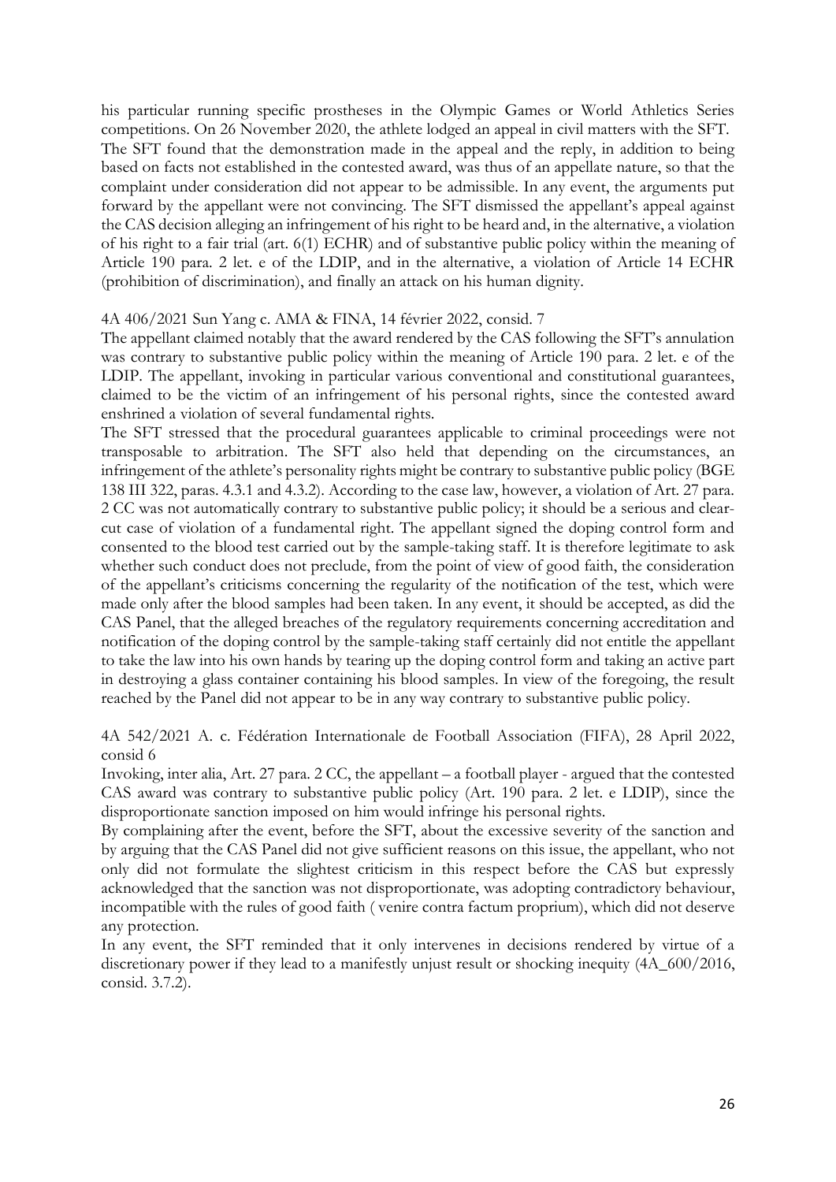his particular running specific prostheses in the Olympic Games or World Athletics Series competitions. On 26 November 2020, the athlete lodged an appeal in civil matters with the SFT.
The SFT found that the demonstration made in the appeal and the reply, in addition to being based on facts not established in the contested award, was thus of an appellate nature, so that the complaint under consideration did not appear to be admissible. In any event, the arguments put forward by the appellant were not convincing. The SFT dismissed the appellant's appeal against the CAS decision alleging an infringement of his right to be heard and, in the alternative, a violation of his right to a fair trial (art. 6(1) ECHR) and of substantive public policy within the meaning of Article 190 para. 2 let. e of the LDIP, and in the alternative, a violation of Article 14 ECHR (prohibition of discrimination), and finally an attack on his human dignity.

4A 406/2021 Sun Yang c. AMA & FINA, 14 février 2022, consid. 7

The appellant claimed notably that the award rendered by the CAS following the SFT's annulation was contrary to substantive public policy within the meaning of Article 190 para. 2 let. e of the LDIP. The appellant, invoking in particular various conventional and constitutional guarantees, claimed to be the victim of an infringement of his personal rights, since the contested award enshrined a violation of several fundamental rights.
The SFT stressed that the procedural guarantees applicable to criminal proceedings were not transposable to arbitration. The SFT also held that depending on the circumstances, an infringement of the athlete's personality rights might be contrary to substantive public policy (BGE 138 III 322, paras. 4.3.1 and 4.3.2). According to the case law, however, a violation of Art. 27 para. 2 CC was not automatically contrary to substantive public policy; it should be a serious and clear-cut case of violation of a fundamental right. The appellant signed the doping control form and consented to the blood test carried out by the sample-taking staff. It is therefore legitimate to ask whether such conduct does not preclude, from the point of view of good faith, the consideration of the appellant's criticisms concerning the regularity of the notification of the test, which were made only after the blood samples had been taken. In any event, it should be accepted, as did the CAS Panel, that the alleged breaches of the regulatory requirements concerning accreditation and notification of the doping control by the sample-taking staff certainly did not entitle the appellant to take the law into his own hands by tearing up the doping control form and taking an active part in destroying a glass container containing his blood samples. In view of the foregoing, the result reached by the Panel did not appear to be in any way contrary to substantive public policy.

4A 542/2021 A. c. Fédération Internationale de Football Association (FIFA), 28 April 2022, consid 6

Invoking, inter alia, Art. 27 para. 2 CC, the appellant – a football player - argued that the contested CAS award was contrary to substantive public policy (Art. 190 para. 2 let. e LDIP), since the disproportionate sanction imposed on him would infringe his personal rights.
By complaining after the event, before the SFT, about the excessive severity of the sanction and by arguing that the CAS Panel did not give sufficient reasons on this issue, the appellant, who not only did not formulate the slightest criticism in this respect before the CAS but expressly acknowledged that the sanction was not disproportionate, was adopting contradictory behaviour, incompatible with the rules of good faith ( venire contra factum proprium), which did not deserve any protection.
In any event, the SFT reminded that it only intervenes in decisions rendered by virtue of a discretionary power if they lead to a manifestly unjust result or shocking inequity (4A_600/2016, consid. 3.7.2).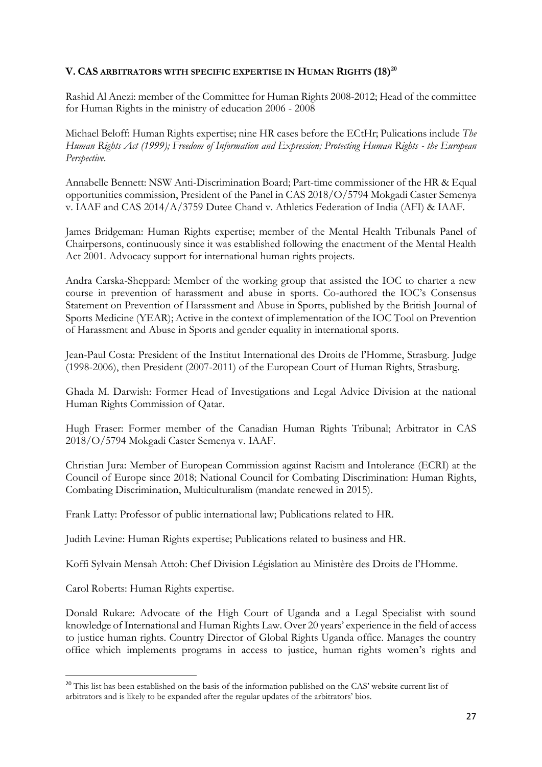## V. CAS ARBITRATORS WITH SPECIFIC EXPERTISE IN HUMAN RIGHTS (18)[20]

Rashid Al Anezi: member of the Committee for Human Rights 2008-2012; Head of the committee for Human Rights in the ministry of education 2006 - 2008

Michael Beloff: Human Rights expertise; nine HR cases before the ECtHr; Pulications include *The Human Rights Act (1999); Freedom of Information and Expression; Protecting Human Rights - the European Perspective*.

Annabelle Bennett: NSW Anti-Discrimination Board; Part-time commissioner of the HR & Equal opportunities commission, President of the Panel in CAS 2018/O/5794 Mokgadi Caster Semenya v. IAAF and CAS 2014/A/3759 Dutee Chand v. Athletics Federation of India (AFI) & IAAF.

James Bridgeman: Human Rights expertise; member of the Mental Health Tribunals Panel of Chairpersons, continuously since it was established following the enactment of the Mental Health Act 2001. Advocacy support for international human rights projects.

Andra Carska-Sheppard: Member of the working group that assisted the IOC to charter a new course in prevention of harassment and abuse in sports. Co-authored the IOC's Consensus Statement on Prevention of Harassment and Abuse in Sports, published by the British Journal of Sports Medicine (YEAR); Active in the context of implementation of the IOC Tool on Prevention of Harassment and Abuse in Sports and gender equality in international sports.

Jean-Paul Costa: President of the Institut International des Droits de l'Homme, Strasburg. Judge (1998-2006), then President (2007-2011) of the European Court of Human Rights, Strasburg.

Ghada M. Darwish: Former Head of Investigations and Legal Advice Division at the national Human Rights Commission of Qatar.

Hugh Fraser: Former member of the Canadian Human Rights Tribunal; Arbitrator in CAS 2018/O/5794 Mokgadi Caster Semenya v. IAAF.

Christian Jura: Member of European Commission against Racism and Intolerance (ECRI) at the Council of Europe since 2018; National Council for Combating Discrimination: Human Rights, Combating Discrimination, Multiculturalism (mandate renewed in 2015).

Frank Latty: Professor of public international law; Publications related to HR.

Judith Levine: Human Rights expertise; Publications related to business and HR.

Koffi Sylvain Mensah Attoh: Chef Division Législation au Ministère des Droits de l'Homme.

Carol Roberts: Human Rights expertise.

Donald Rukare: Advocate of the High Court of Uganda and a Legal Specialist with sound knowledge of International and Human Rights Law. Over 20 years' experience in the field of access to justice human rights. Country Director of Global Rights Uganda office. Manages the country office which implements programs in access to justice, human rights women's rights and

---

[20] This list has been established on the basis of the information published on the CAS' website current list of arbitrators and is likely to be expanded after the regular updates of the arbitrators' bios.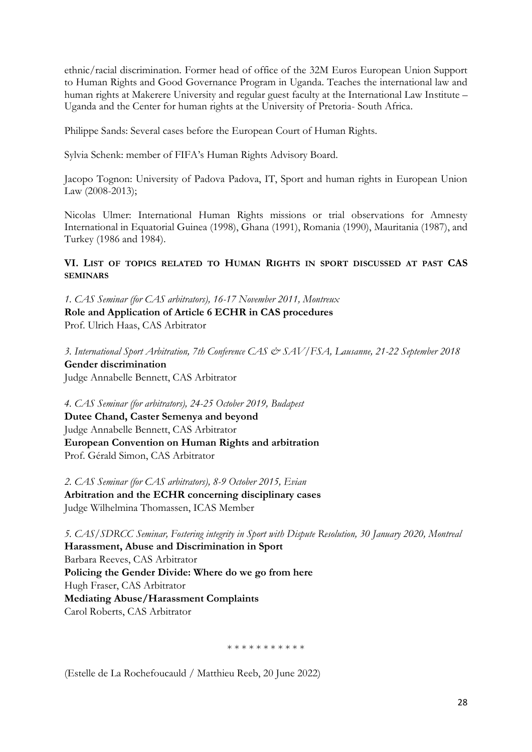ethnic/racial discrimination. Former head of office of the 32M Euros European Union Support to Human Rights and Good Governance Program in Uganda. Teaches the international law and human rights at Makerere University and regular guest faculty at the International Law Institute – Uganda and the Center for human rights at the University of Pretoria- South Africa.

Philippe Sands: Several cases before the European Court of Human Rights.

Sylvia Schenk: member of FIFA's Human Rights Advisory Board.

Jacopo Tognon: University of Padova Padova, IT, Sport and human rights in European Union Law (2008-2013);

Nicolas Ulmer: International Human Rights missions or trial observations for Amnesty International in Equatorial Guinea (1998), Ghana (1991), Romania (1990), Mauritania (1987), and Turkey (1986 and 1984).

## VI. List of topics related to Human Rights in sport discussed at past CAS seminars

*1. CAS Seminar (for CAS arbitrators), 16-17 November 2011, Montreux*
**Role and Application of Article 6 ECHR in CAS procedures**
Prof. Ulrich Haas, CAS Arbitrator

*3. International Sport Arbitration, 7th Conference CAS & SAV/FSA, Lausanne, 21-22 September 2018*
**Gender discrimination**
Judge Annabelle Bennett, CAS Arbitrator

*4. CAS Seminar (for arbitrators), 24-25 October 2019, Budapest*
**Dutee Chand, Caster Semenya and beyond**
Judge Annabelle Bennett, CAS Arbitrator
**European Convention on Human Rights and arbitration**
Prof. Gérald Simon, CAS Arbitrator

*2. CAS Seminar (for CAS arbitrators), 8-9 October 2015, Evian*
**Arbitration and the ECHR concerning disciplinary cases**
Judge Wilhelmina Thomassen, ICAS Member

*5. CAS/SDRCC Seminar, Fostering integrity in Sport with Dispute Resolution, 30 January 2020, Montreal*
**Harassment, Abuse and Discrimination in Sport**
Barbara Reeves, CAS Arbitrator
**Policing the Gender Divide: Where do we go from here**
Hugh Fraser, CAS Arbitrator
**Mediating Abuse/Harassment Complaints**
Carol Roberts, CAS Arbitrator

* * * * * * * * * * *

(Estelle de La Rochefoucauld / Matthieu Reeb, 20 June 2022)